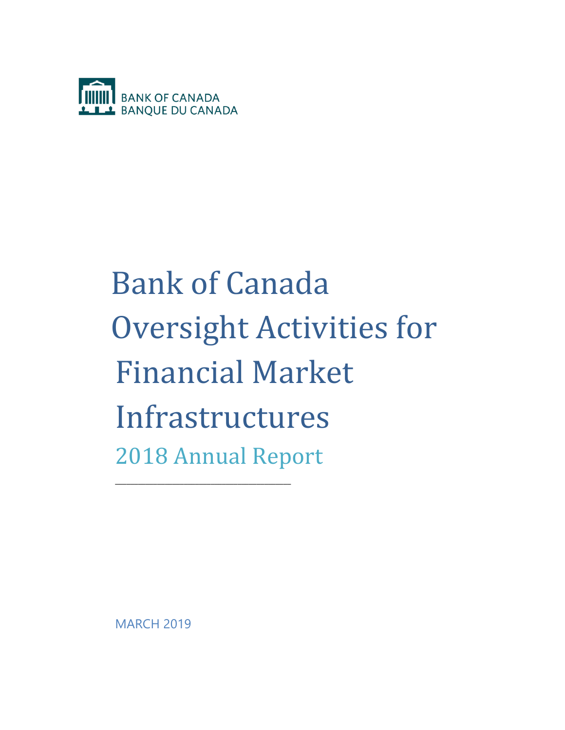BANK OF CANADA
BANQUE DU CANADA

# Bank of Canada Oversight Activities for Financial Market Infrastructures

## 2018 Annual Report

MARCH 2019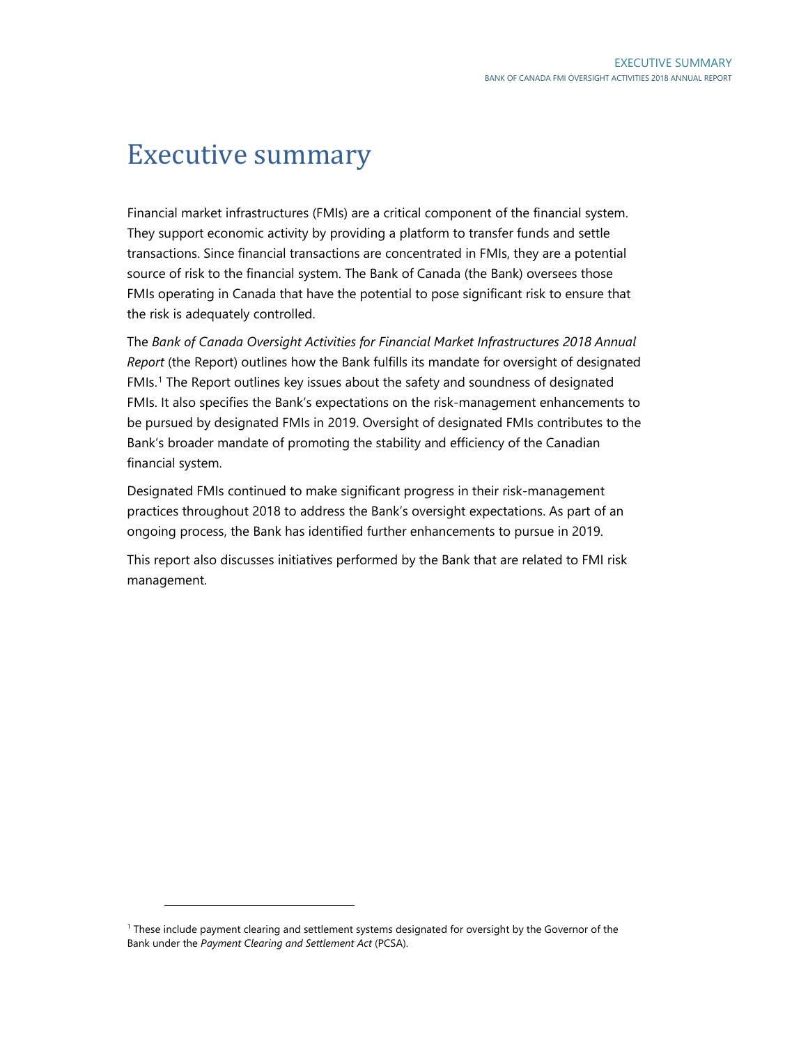# Executive summary

Financial market infrastructures (FMIs) are a critical component of the financial system. They support economic activity by providing a platform to transfer funds and settle transactions. Since financial transactions are concentrated in FMIs, they are a potential source of risk to the financial system. The Bank of Canada (the Bank) oversees those FMIs operating in Canada that have the potential to pose significant risk to ensure that the risk is adequately controlled.

The *Bank of Canada Oversight Activities for Financial Market Infrastructures 2018 Annual Report* (the Report) outlines how the Bank fulfills its mandate for oversight of designated FMIs.[1] The Report outlines key issues about the safety and soundness of designated FMIs. It also specifies the Bank's expectations on the risk-management enhancements to be pursued by designated FMIs in 2019. Oversight of designated FMIs contributes to the Bank's broader mandate of promoting the stability and efficiency of the Canadian financial system.

Designated FMIs continued to make significant progress in their risk-management practices throughout 2018 to address the Bank's oversight expectations. As part of an ongoing process, the Bank has identified further enhancements to pursue in 2019.

This report also discusses initiatives performed by the Bank that are related to FMI risk management.

---

[1] These include payment clearing and settlement systems designated for oversight by the Governor of the Bank under the *Payment Clearing and Settlement Act* (PCSA).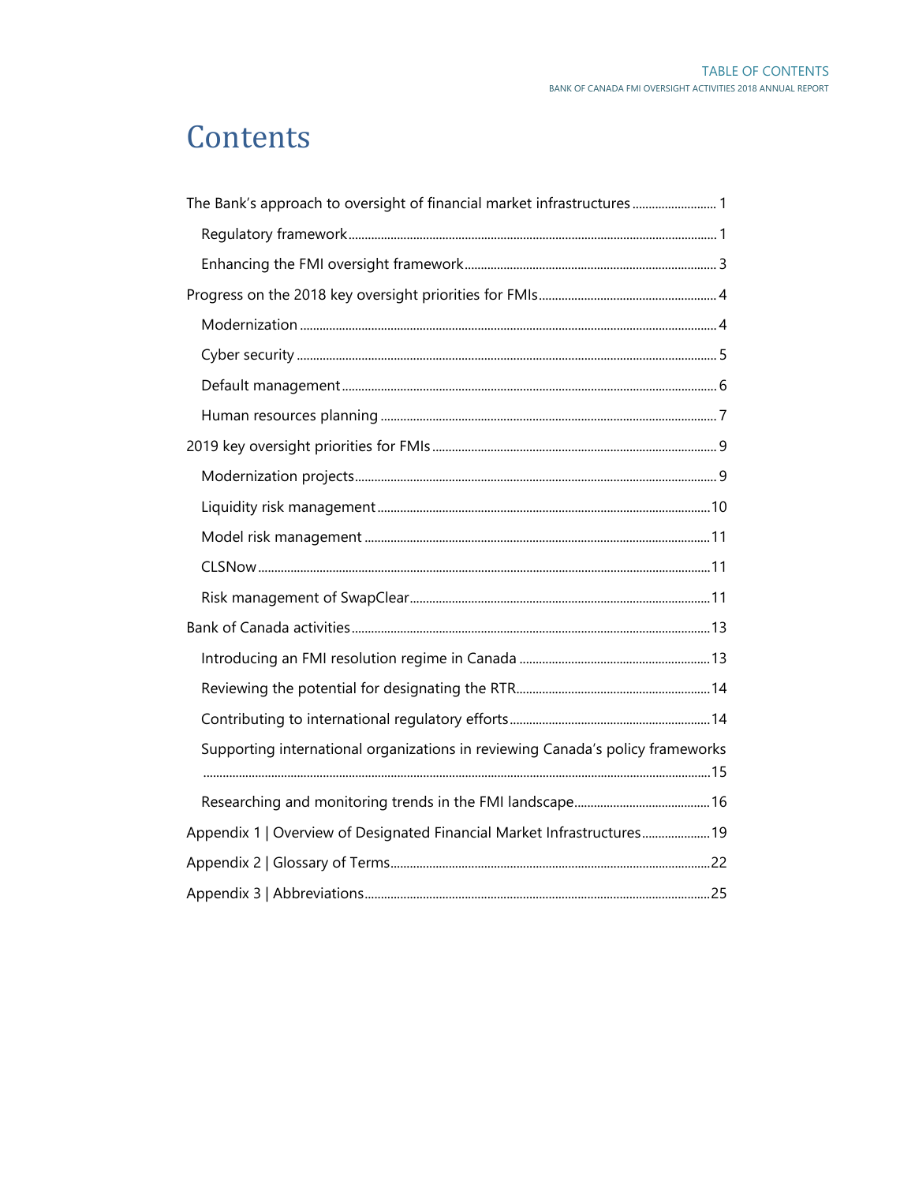# Contents

The Bank's approach to oversight of financial market infrastructures ........................ 1

- Regulatory framework ........................ 1
- Enhancing the FMI oversight framework ........................ 3

Progress on the 2018 key oversight priorities for FMIs ........................ 4

- Modernization ........................ 4
- Cyber security ........................ 5
- Default management ........................ 6
- Human resources planning ........................ 7

2019 key oversight priorities for FMIs ........................ 9

- Modernization projects ........................ 9
- Liquidity risk management ........................ 10
- Model risk management ........................ 11
- CLSNow ........................ 11
- Risk management of SwapClear ........................ 11

Bank of Canada activities ........................ 13

- Introducing an FMI resolution regime in Canada ........................ 13
- Reviewing the potential for designating the RTR ........................ 14
- Contributing to international regulatory efforts ........................ 14
- Supporting international organizations in reviewing Canada's policy frameworks ........................ 15
- Researching and monitoring trends in the FMI landscape ........................ 16

Appendix 1 | Overview of Designated Financial Market Infrastructures ........................ 19

Appendix 2 | Glossary of Terms ........................ 22

Appendix 3 | Abbreviations ........................ 25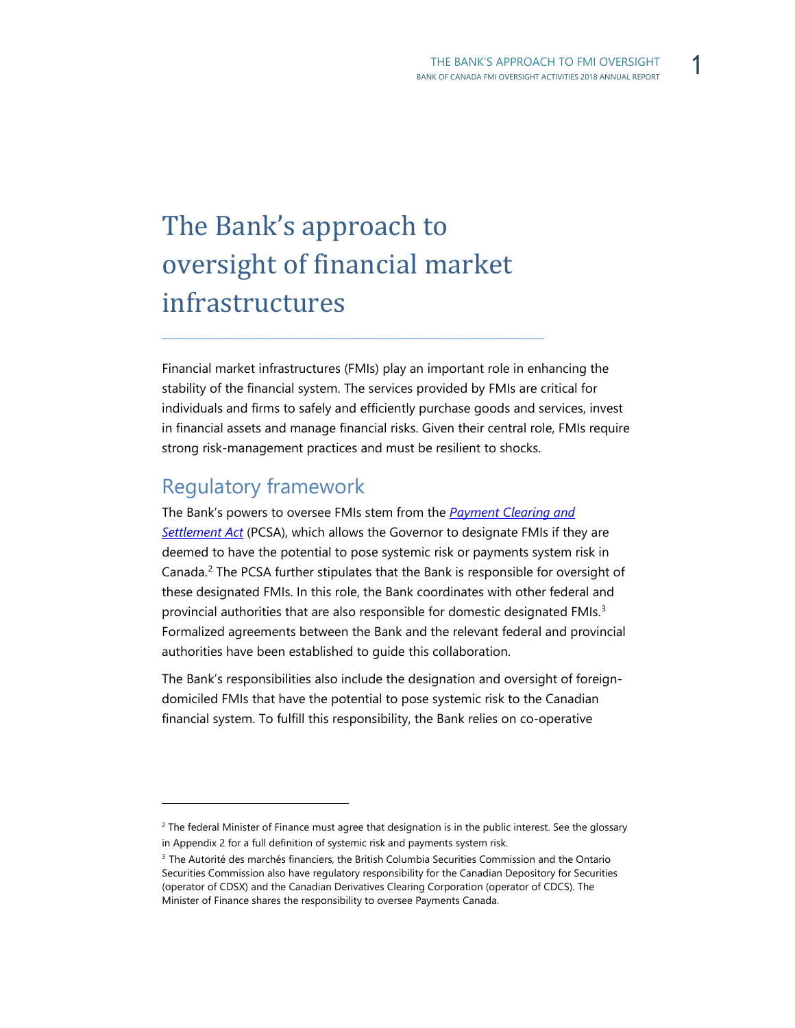# The Bank's approach to oversight of financial market infrastructures

Financial market infrastructures (FMIs) play an important role in enhancing the stability of the financial system. The services provided by FMIs are critical for individuals and firms to safely and efficiently purchase goods and services, invest in financial assets and manage financial risks. Given their central role, FMIs require strong risk-management practices and must be resilient to shocks.

## Regulatory framework

The Bank's powers to oversee FMIs stem from the *Payment Clearing and Settlement Act* (PCSA), which allows the Governor to designate FMIs if they are deemed to have the potential to pose systemic risk or payments system risk in Canada.[2] The PCSA further stipulates that the Bank is responsible for oversight of these designated FMIs. In this role, the Bank coordinates with other federal and provincial authorities that are also responsible for domestic designated FMIs.[3] Formalized agreements between the Bank and the relevant federal and provincial authorities have been established to guide this collaboration.

The Bank's responsibilities also include the designation and oversight of foreign-domiciled FMIs that have the potential to pose systemic risk to the Canadian financial system. To fulfill this responsibility, the Bank relies on co-operative

---

[2] The federal Minister of Finance must agree that designation is in the public interest. See the glossary in Appendix 2 for a full definition of systemic risk and payments system risk.

[3] The Autorité des marchés financiers, the British Columbia Securities Commission and the Ontario Securities Commission also have regulatory responsibility for the Canadian Depository for Securities (operator of CDSX) and the Canadian Derivatives Clearing Corporation (operator of CDCS). The Minister of Finance shares the responsibility to oversee Payments Canada.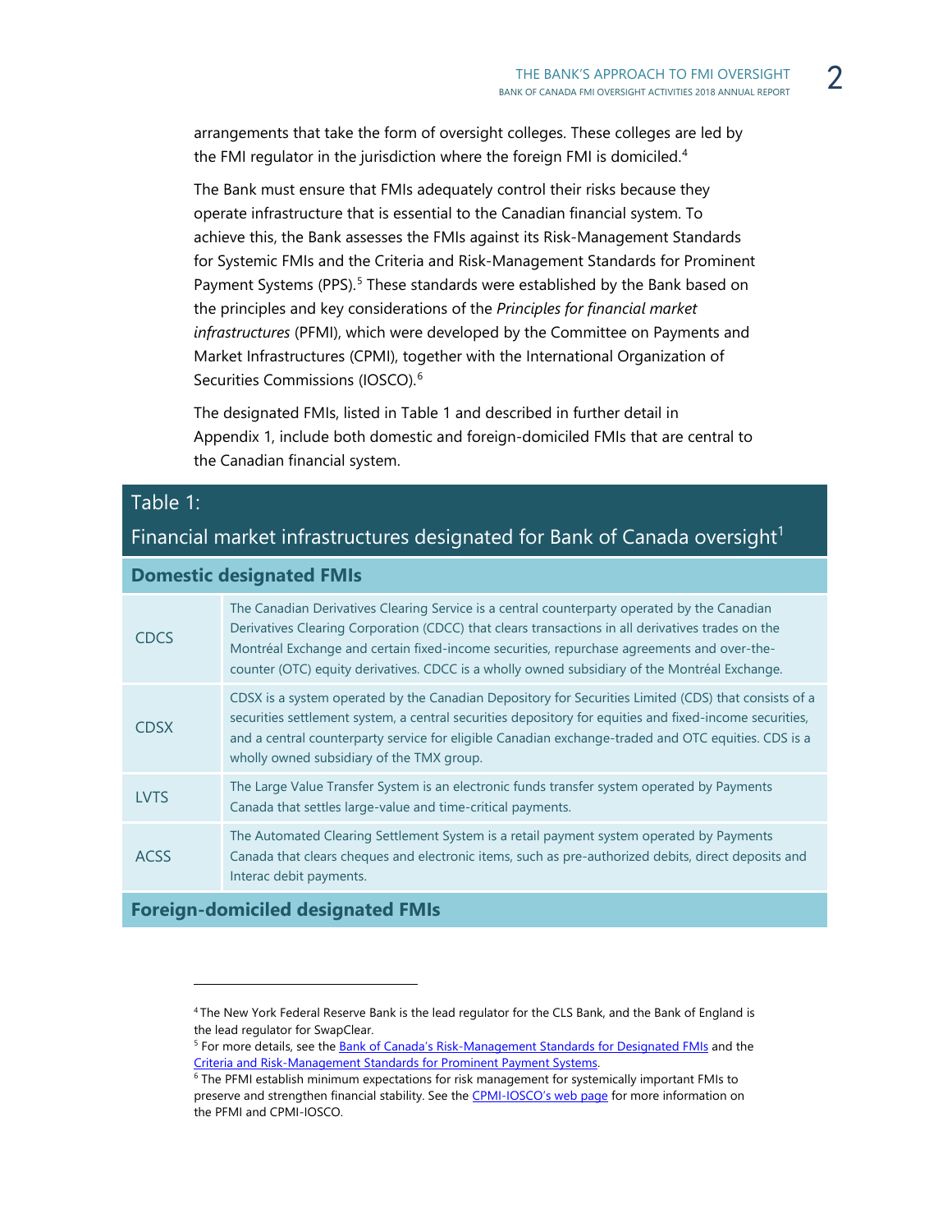arrangements that take the form of oversight colleges. These colleges are led by the FMI regulator in the jurisdiction where the foreign FMI is domiciled.[4]

The Bank must ensure that FMIs adequately control their risks because they operate infrastructure that is essential to the Canadian financial system. To achieve this, the Bank assesses the FMIs against its Risk-Management Standards for Systemic FMIs and the Criteria and Risk-Management Standards for Prominent Payment Systems (PPS).[5] These standards were established by the Bank based on the principles and key considerations of the *Principles for financial market infrastructures* (PFMI), which were developed by the Committee on Payments and Market Infrastructures (CPMI), together with the International Organization of Securities Commissions (IOSCO).[6]

The designated FMIs, listed in Table 1 and described in further detail in Appendix 1, include both domestic and foreign-domiciled FMIs that are central to the Canadian financial system.

**Table 1: Financial market infrastructures designated for Bank of Canada oversight[1]**

| Domestic designated FMIs | |
|---|---|
| CDCS | The Canadian Derivatives Clearing Service is a central counterparty operated by the Canadian Derivatives Clearing Corporation (CDCC) that clears transactions in all derivatives trades on the Montréal Exchange and certain fixed-income securities, repurchase agreements and over-the-counter (OTC) equity derivatives. CDCC is a wholly owned subsidiary of the Montréal Exchange. |
| CDSX | CDSX is a system operated by the Canadian Depository for Securities Limited (CDS) that consists of a securities settlement system, a central securities depository for equities and fixed-income securities, and a central counterparty service for eligible Canadian exchange-traded and OTC equities. CDS is a wholly owned subsidiary of the TMX group. |
| LVTS | The Large Value Transfer System is an electronic funds transfer system operated by Payments Canada that settles large-value and time-critical payments. |
| ACSS | The Automated Clearing Settlement System is a retail payment system operated by Payments Canada that clears cheques and electronic items, such as pre-authorized debits, direct deposits and Interac debit payments. |
| **Foreign-domiciled designated FMIs** | |

[4] The New York Federal Reserve Bank is the lead regulator for the CLS Bank, and the Bank of England is the lead regulator for SwapClear.

[5] For more details, see the Bank of Canada's Risk-Management Standards for Designated FMIs and the Criteria and Risk-Management Standards for Prominent Payment Systems.

[6] The PFMI establish minimum expectations for risk management for systemically important FMIs to preserve and strengthen financial stability. See the CPMI-IOSCO's web page for more information on the PFMI and CPMI-IOSCO.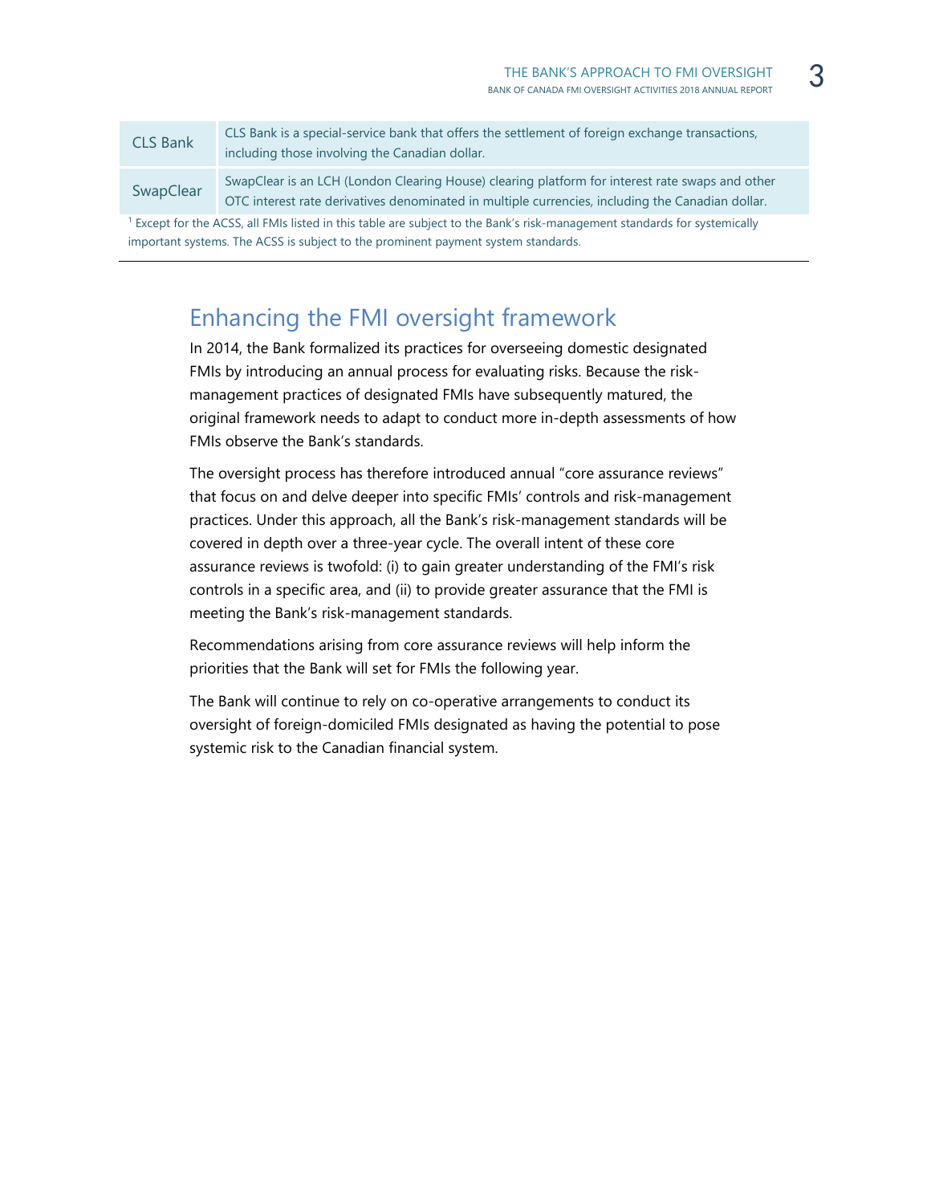| | |
|---|---|
| CLS Bank | CLS Bank is a special-service bank that offers the settlement of foreign exchange transactions, including those involving the Canadian dollar. |
| SwapClear | SwapClear is an LCH (London Clearing House) clearing platform for interest rate swaps and other OTC interest rate derivatives denominated in multiple currencies, including the Canadian dollar. |

[1] Except for the ACSS, all FMIs listed in this table are subject to the Bank's risk-management standards for systemically important systems. The ACSS is subject to the prominent payment system standards.

## Enhancing the FMI oversight framework

In 2014, the Bank formalized its practices for overseeing domestic designated FMIs by introducing an annual process for evaluating risks. Because the risk-management practices of designated FMIs have subsequently matured, the original framework needs to adapt to conduct more in-depth assessments of how FMIs observe the Bank's standards.

The oversight process has therefore introduced annual "core assurance reviews" that focus on and delve deeper into specific FMIs' controls and risk-management practices. Under this approach, all the Bank's risk-management standards will be covered in depth over a three-year cycle. The overall intent of these core assurance reviews is twofold: (i) to gain greater understanding of the FMI's risk controls in a specific area, and (ii) to provide greater assurance that the FMI is meeting the Bank's risk-management standards.

Recommendations arising from core assurance reviews will help inform the priorities that the Bank will set for FMIs the following year.

The Bank will continue to rely on co-operative arrangements to conduct its oversight of foreign-domiciled FMIs designated as having the potential to pose systemic risk to the Canadian financial system.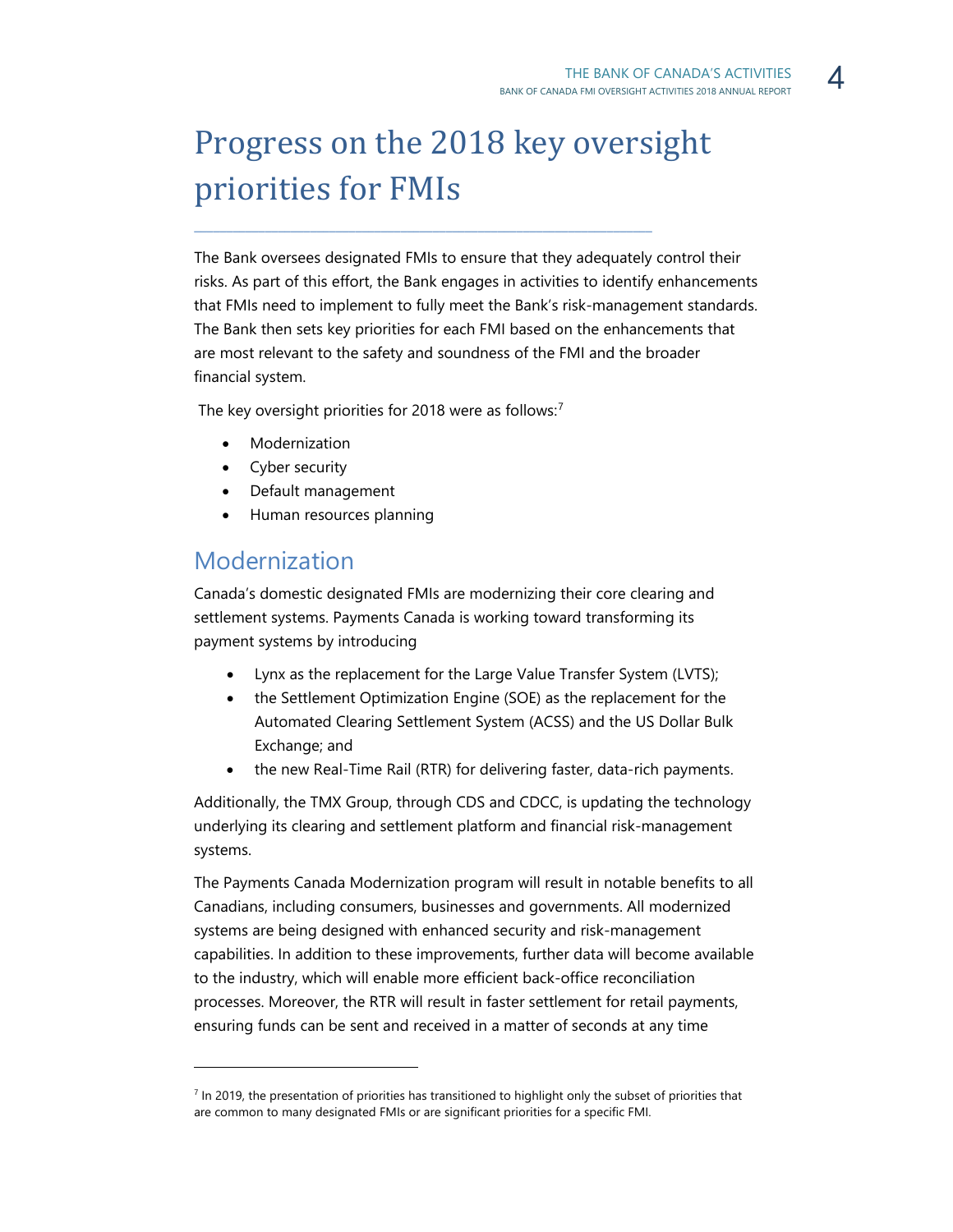# Progress on the 2018 key oversight priorities for FMIs

The Bank oversees designated FMIs to ensure that they adequately control their risks. As part of this effort, the Bank engages in activities to identify enhancements that FMIs need to implement to fully meet the Bank's risk-management standards. The Bank then sets key priorities for each FMI based on the enhancements that are most relevant to the safety and soundness of the FMI and the broader financial system.

The key oversight priorities for 2018 were as follows:[7]

- Modernization
- Cyber security
- Default management
- Human resources planning

## Modernization

Canada's domestic designated FMIs are modernizing their core clearing and settlement systems. Payments Canada is working toward transforming its payment systems by introducing

- Lynx as the replacement for the Large Value Transfer System (LVTS);
- the Settlement Optimization Engine (SOE) as the replacement for the Automated Clearing Settlement System (ACSS) and the US Dollar Bulk Exchange; and
- the new Real-Time Rail (RTR) for delivering faster, data-rich payments.

Additionally, the TMX Group, through CDS and CDCC, is updating the technology underlying its clearing and settlement platform and financial risk-management systems.

The Payments Canada Modernization program will result in notable benefits to all Canadians, including consumers, businesses and governments. All modernized systems are being designed with enhanced security and risk-management capabilities. In addition to these improvements, further data will become available to the industry, which will enable more efficient back-office reconciliation processes. Moreover, the RTR will result in faster settlement for retail payments, ensuring funds can be sent and received in a matter of seconds at any time

---

[7] In 2019, the presentation of priorities has transitioned to highlight only the subset of priorities that are common to many designated FMIs or are significant priorities for a specific FMI.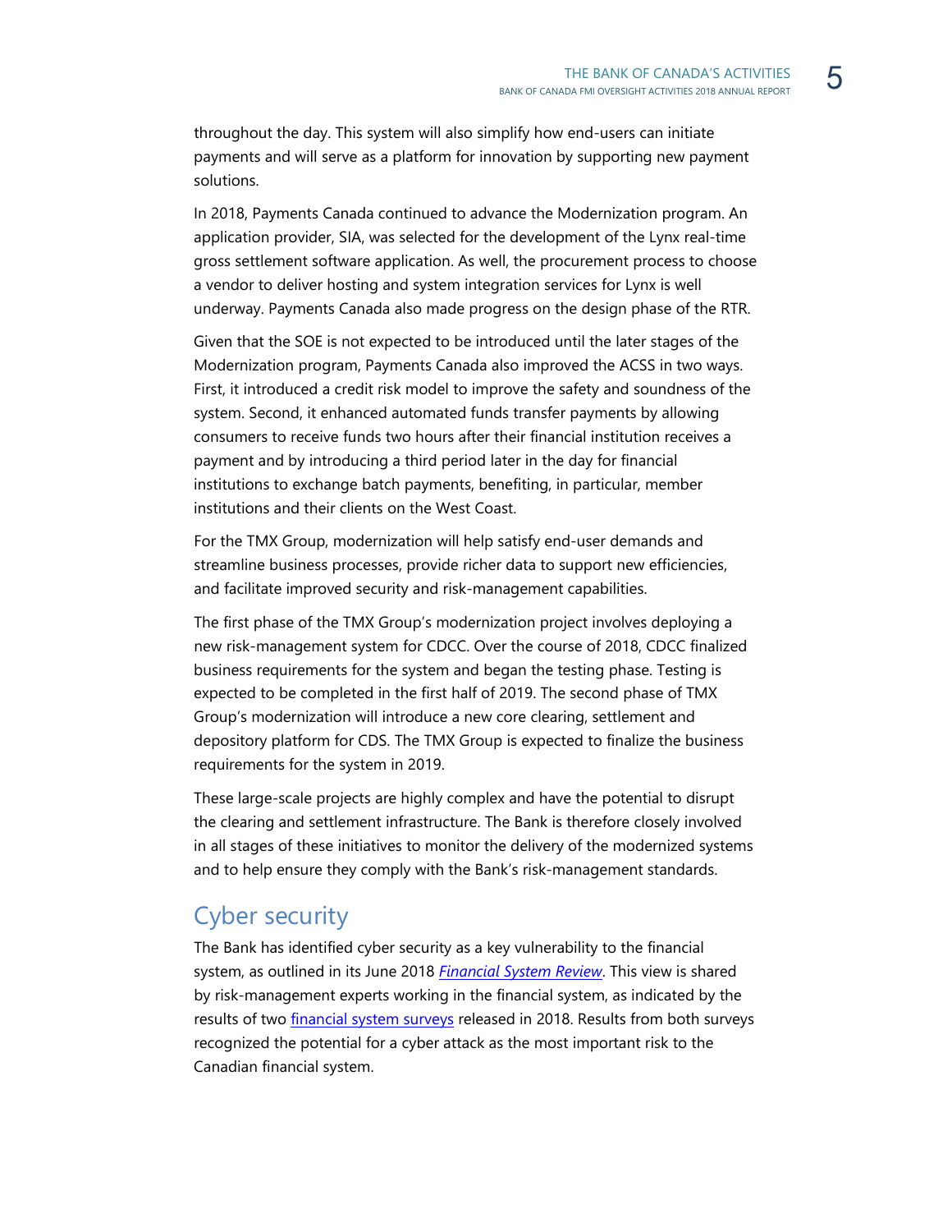throughout the day. This system will also simplify how end-users can initiate payments and will serve as a platform for innovation by supporting new payment solutions.

In 2018, Payments Canada continued to advance the Modernization program. An application provider, SIA, was selected for the development of the Lynx real-time gross settlement software application. As well, the procurement process to choose a vendor to deliver hosting and system integration services for Lynx is well underway. Payments Canada also made progress on the design phase of the RTR.

Given that the SOE is not expected to be introduced until the later stages of the Modernization program, Payments Canada also improved the ACSS in two ways. First, it introduced a credit risk model to improve the safety and soundness of the system. Second, it enhanced automated funds transfer payments by allowing consumers to receive funds two hours after their financial institution receives a payment and by introducing a third period later in the day for financial institutions to exchange batch payments, benefiting, in particular, member institutions and their clients on the West Coast.

For the TMX Group, modernization will help satisfy end-user demands and streamline business processes, provide richer data to support new efficiencies, and facilitate improved security and risk-management capabilities.

The first phase of the TMX Group's modernization project involves deploying a new risk-management system for CDCC. Over the course of 2018, CDCC finalized business requirements for the system and began the testing phase. Testing is expected to be completed in the first half of 2019. The second phase of TMX Group's modernization will introduce a new core clearing, settlement and depository platform for CDS. The TMX Group is expected to finalize the business requirements for the system in 2019.

These large-scale projects are highly complex and have the potential to disrupt the clearing and settlement infrastructure. The Bank is therefore closely involved in all stages of these initiatives to monitor the delivery of the modernized systems and to help ensure they comply with the Bank's risk-management standards.

## Cyber security

The Bank has identified cyber security as a key vulnerability to the financial system, as outlined in its June 2018 *Financial System Review*. This view is shared by risk-management experts working in the financial system, as indicated by the results of two financial system surveys released in 2018. Results from both surveys recognized the potential for a cyber attack as the most important risk to the Canadian financial system.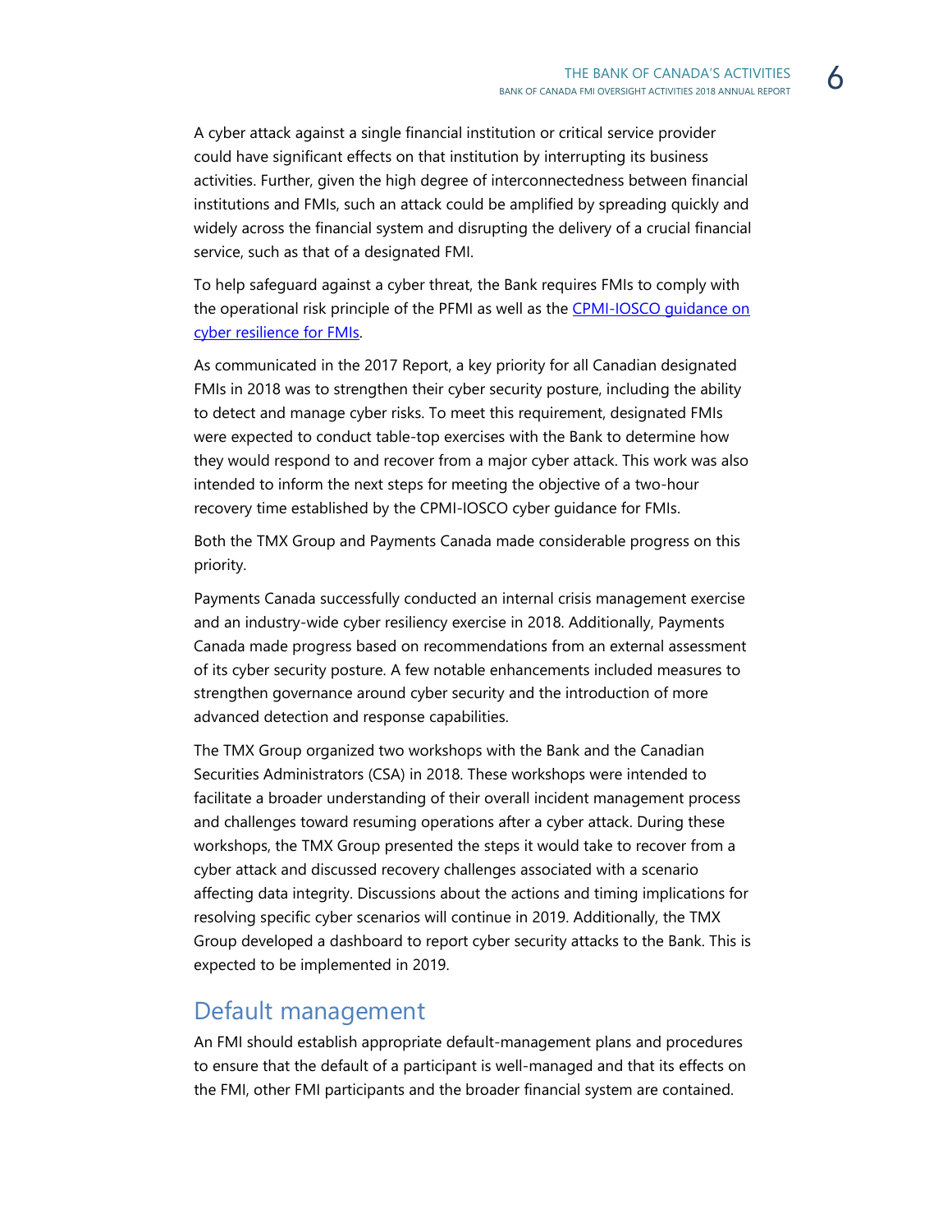A cyber attack against a single financial institution or critical service provider could have significant effects on that institution by interrupting its business activities. Further, given the high degree of interconnectedness between financial institutions and FMIs, such an attack could be amplified by spreading quickly and widely across the financial system and disrupting the delivery of a crucial financial service, such as that of a designated FMI.

To help safeguard against a cyber threat, the Bank requires FMIs to comply with the operational risk principle of the PFMI as well as the CPMI-IOSCO guidance on cyber resilience for FMIs.

As communicated in the 2017 Report, a key priority for all Canadian designated FMIs in 2018 was to strengthen their cyber security posture, including the ability to detect and manage cyber risks. To meet this requirement, designated FMIs were expected to conduct table-top exercises with the Bank to determine how they would respond to and recover from a major cyber attack. This work was also intended to inform the next steps for meeting the objective of a two-hour recovery time established by the CPMI-IOSCO cyber guidance for FMIs.

Both the TMX Group and Payments Canada made considerable progress on this priority.

Payments Canada successfully conducted an internal crisis management exercise and an industry-wide cyber resiliency exercise in 2018. Additionally, Payments Canada made progress based on recommendations from an external assessment of its cyber security posture. A few notable enhancements included measures to strengthen governance around cyber security and the introduction of more advanced detection and response capabilities.

The TMX Group organized two workshops with the Bank and the Canadian Securities Administrators (CSA) in 2018. These workshops were intended to facilitate a broader understanding of their overall incident management process and challenges toward resuming operations after a cyber attack. During these workshops, the TMX Group presented the steps it would take to recover from a cyber attack and discussed recovery challenges associated with a scenario affecting data integrity. Discussions about the actions and timing implications for resolving specific cyber scenarios will continue in 2019. Additionally, the TMX Group developed a dashboard to report cyber security attacks to the Bank. This is expected to be implemented in 2019.

## Default management

An FMI should establish appropriate default-management plans and procedures to ensure that the default of a participant is well-managed and that its effects on the FMI, other FMI participants and the broader financial system are contained.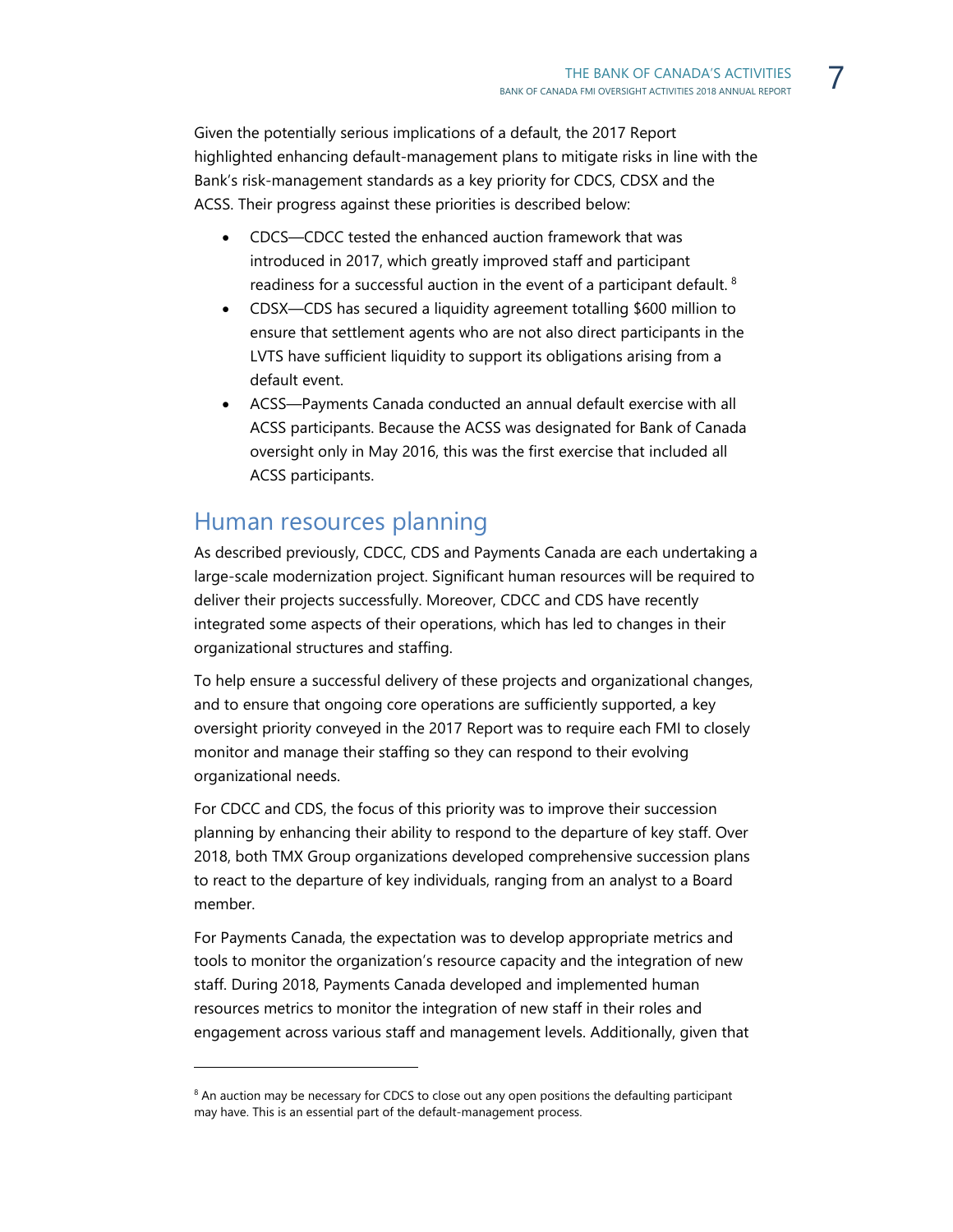Given the potentially serious implications of a default, the 2017 Report highlighted enhancing default-management plans to mitigate risks in line with the Bank's risk-management standards as a key priority for CDCS, CDSX and the ACSS. Their progress against these priorities is described below:

- CDCS—CDCC tested the enhanced auction framework that was introduced in 2017, which greatly improved staff and participant readiness for a successful auction in the event of a participant default. [8]
- CDSX—CDS has secured a liquidity agreement totalling $600 million to ensure that settlement agents who are not also direct participants in the LVTS have sufficient liquidity to support its obligations arising from a default event.
- ACSS—Payments Canada conducted an annual default exercise with all ACSS participants. Because the ACSS was designated for Bank of Canada oversight only in May 2016, this was the first exercise that included all ACSS participants.

## Human resources planning

As described previously, CDCC, CDS and Payments Canada are each undertaking a large-scale modernization project. Significant human resources will be required to deliver their projects successfully. Moreover, CDCC and CDS have recently integrated some aspects of their operations, which has led to changes in their organizational structures and staffing.

To help ensure a successful delivery of these projects and organizational changes, and to ensure that ongoing core operations are sufficiently supported, a key oversight priority conveyed in the 2017 Report was to require each FMI to closely monitor and manage their staffing so they can respond to their evolving organizational needs.

For CDCC and CDS, the focus of this priority was to improve their succession planning by enhancing their ability to respond to the departure of key staff. Over 2018, both TMX Group organizations developed comprehensive succession plans to react to the departure of key individuals, ranging from an analyst to a Board member.

For Payments Canada, the expectation was to develop appropriate metrics and tools to monitor the organization's resource capacity and the integration of new staff. During 2018, Payments Canada developed and implemented human resources metrics to monitor the integration of new staff in their roles and engagement across various staff and management levels. Additionally, given that

[8] An auction may be necessary for CDCS to close out any open positions the defaulting participant may have. This is an essential part of the default-management process.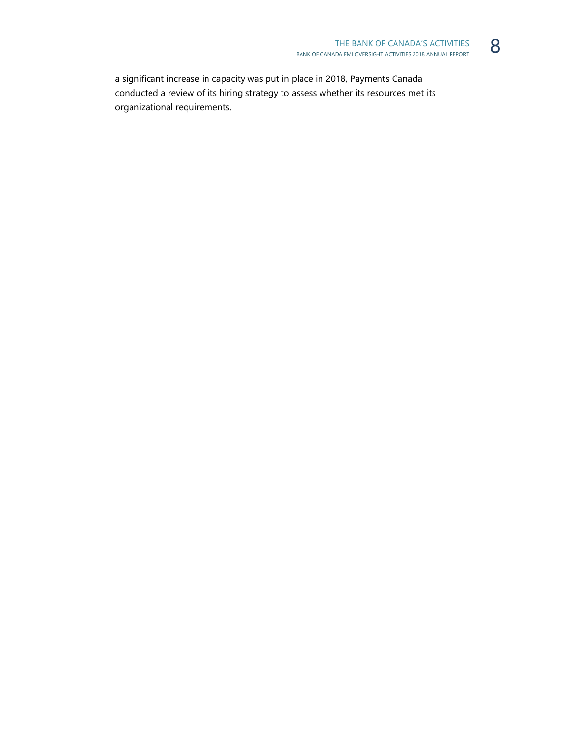a significant increase in capacity was put in place in 2018, Payments Canada conducted a review of its hiring strategy to assess whether its resources met its organizational requirements.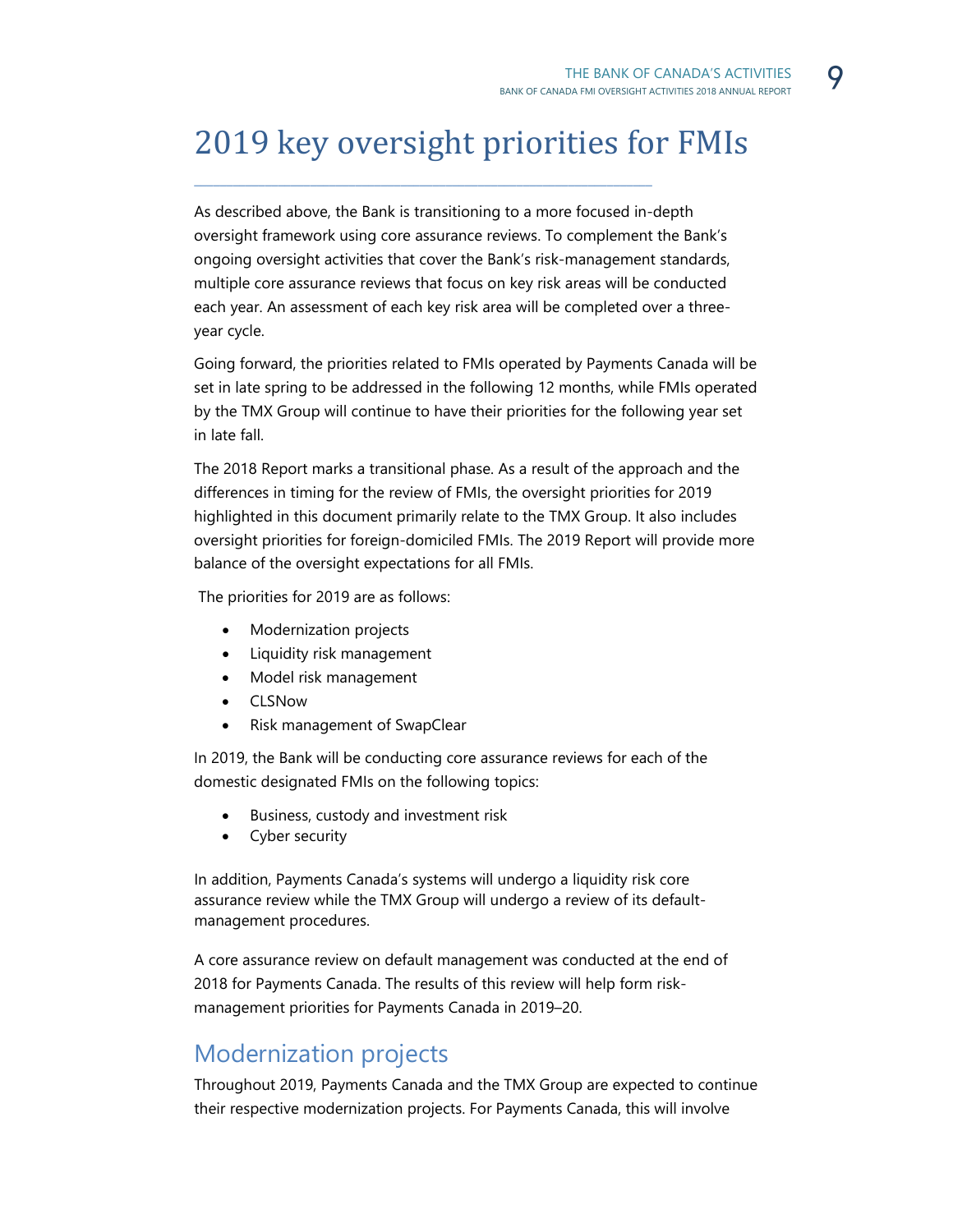# 2019 key oversight priorities for FMIs

As described above, the Bank is transitioning to a more focused in-depth oversight framework using core assurance reviews. To complement the Bank's ongoing oversight activities that cover the Bank's risk-management standards, multiple core assurance reviews that focus on key risk areas will be conducted each year. An assessment of each key risk area will be completed over a three-year cycle.

Going forward, the priorities related to FMIs operated by Payments Canada will be set in late spring to be addressed in the following 12 months, while FMIs operated by the TMX Group will continue to have their priorities for the following year set in late fall.

The 2018 Report marks a transitional phase. As a result of the approach and the differences in timing for the review of FMIs, the oversight priorities for 2019 highlighted in this document primarily relate to the TMX Group. It also includes oversight priorities for foreign-domiciled FMIs. The 2019 Report will provide more balance of the oversight expectations for all FMIs.

The priorities for 2019 are as follows:

- Modernization projects
- Liquidity risk management
- Model risk management
- CLSNow
- Risk management of SwapClear

In 2019, the Bank will be conducting core assurance reviews for each of the domestic designated FMIs on the following topics:

- Business, custody and investment risk
- Cyber security

In addition, Payments Canada's systems will undergo a liquidity risk core assurance review while the TMX Group will undergo a review of its default-management procedures.

A core assurance review on default management was conducted at the end of 2018 for Payments Canada. The results of this review will help form risk-management priorities for Payments Canada in 2019–20.

## Modernization projects

Throughout 2019, Payments Canada and the TMX Group are expected to continue their respective modernization projects. For Payments Canada, this will involve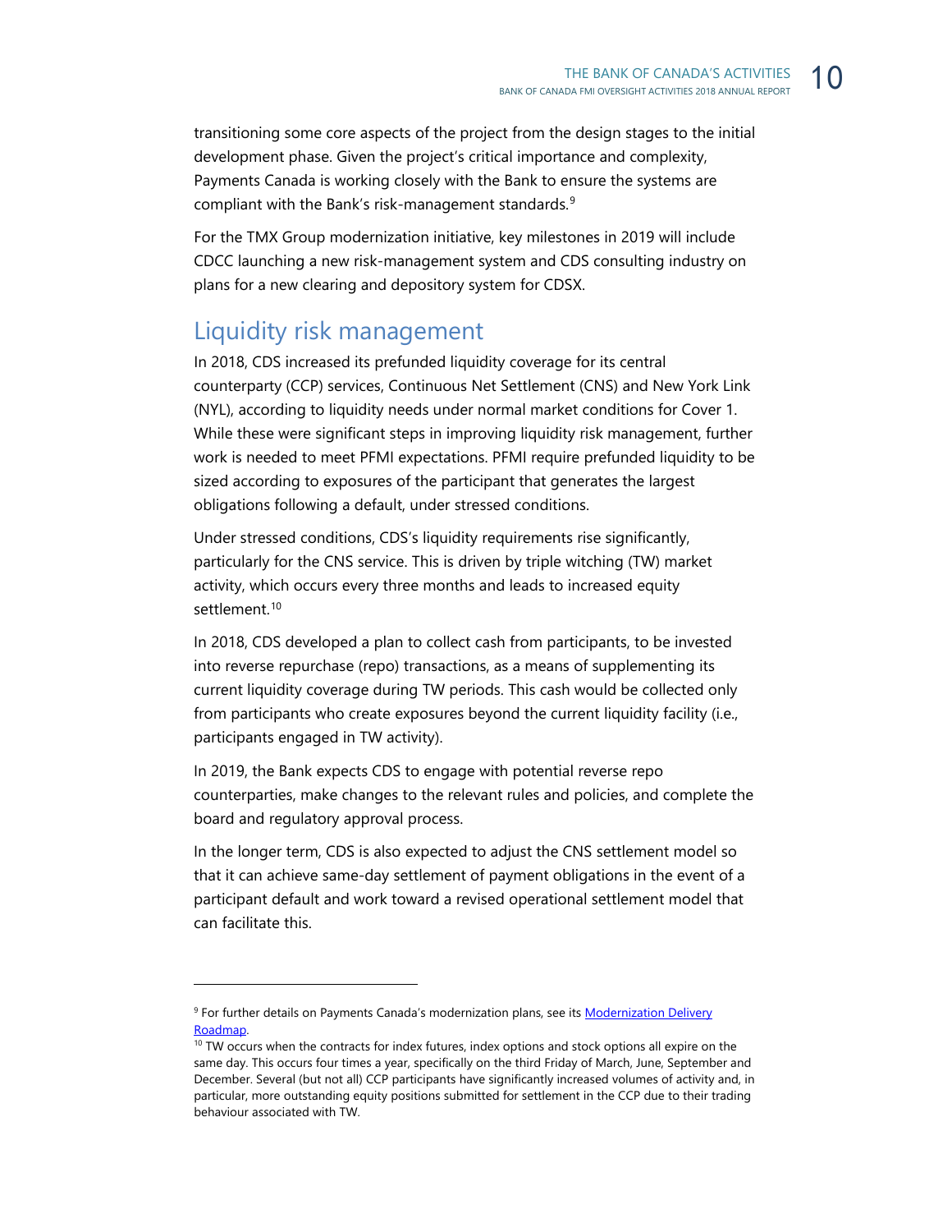transitioning some core aspects of the project from the design stages to the initial development phase. Given the project's critical importance and complexity, Payments Canada is working closely with the Bank to ensure the systems are compliant with the Bank's risk-management standards.[9]

For the TMX Group modernization initiative, key milestones in 2019 will include CDCC launching a new risk-management system and CDS consulting industry on plans for a new clearing and depository system for CDSX.

## Liquidity risk management

In 2018, CDS increased its prefunded liquidity coverage for its central counterparty (CCP) services, Continuous Net Settlement (CNS) and New York Link (NYL), according to liquidity needs under normal market conditions for Cover 1. While these were significant steps in improving liquidity risk management, further work is needed to meet PFMI expectations. PFMI require prefunded liquidity to be sized according to exposures of the participant that generates the largest obligations following a default, under stressed conditions.

Under stressed conditions, CDS's liquidity requirements rise significantly, particularly for the CNS service. This is driven by triple witching (TW) market activity, which occurs every three months and leads to increased equity settlement.[10]

In 2018, CDS developed a plan to collect cash from participants, to be invested into reverse repurchase (repo) transactions, as a means of supplementing its current liquidity coverage during TW periods. This cash would be collected only from participants who create exposures beyond the current liquidity facility (i.e., participants engaged in TW activity).

In 2019, the Bank expects CDS to engage with potential reverse repo counterparties, make changes to the relevant rules and policies, and complete the board and regulatory approval process.

In the longer term, CDS is also expected to adjust the CNS settlement model so that it can achieve same-day settlement of payment obligations in the event of a participant default and work toward a revised operational settlement model that can facilitate this.

---

[9] For further details on Payments Canada's modernization plans, see its Modernization Delivery Roadmap.

[10] TW occurs when the contracts for index futures, index options and stock options all expire on the same day. This occurs four times a year, specifically on the third Friday of March, June, September and December. Several (but not all) CCP participants have significantly increased volumes of activity and, in particular, more outstanding equity positions submitted for settlement in the CCP due to their trading behaviour associated with TW.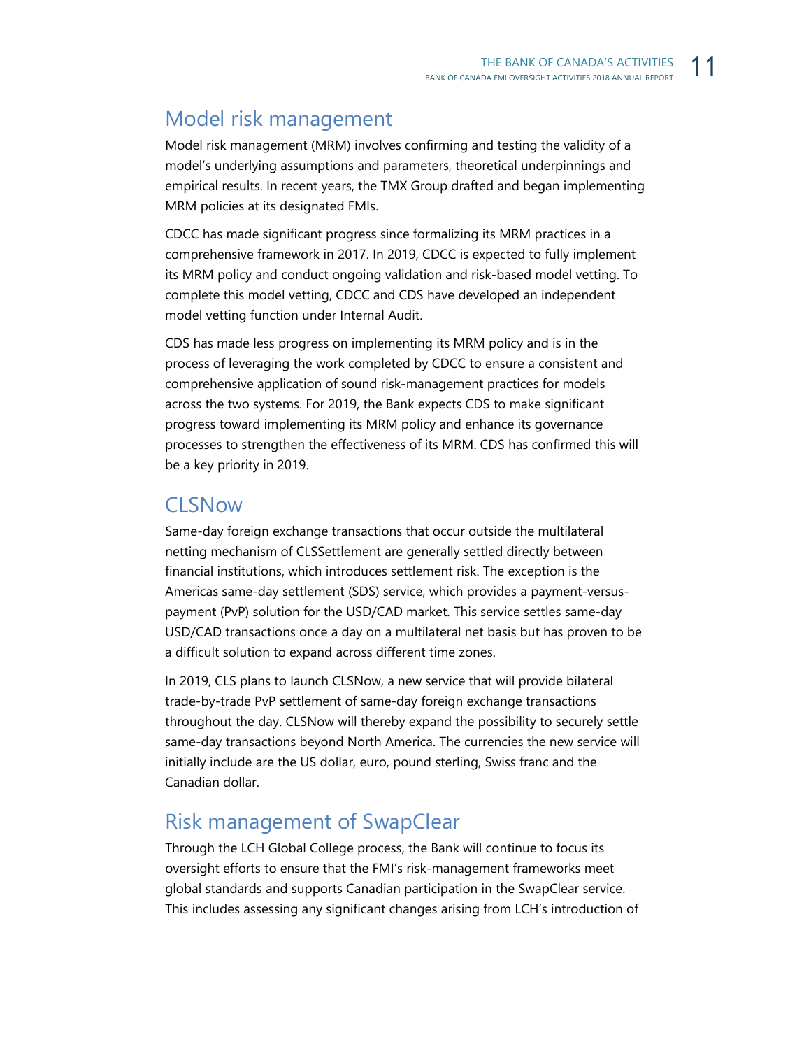## Model risk management

Model risk management (MRM) involves confirming and testing the validity of a model's underlying assumptions and parameters, theoretical underpinnings and empirical results. In recent years, the TMX Group drafted and began implementing MRM policies at its designated FMIs.

CDCC has made significant progress since formalizing its MRM practices in a comprehensive framework in 2017. In 2019, CDCC is expected to fully implement its MRM policy and conduct ongoing validation and risk-based model vetting. To complete this model vetting, CDCC and CDS have developed an independent model vetting function under Internal Audit.

CDS has made less progress on implementing its MRM policy and is in the process of leveraging the work completed by CDCC to ensure a consistent and comprehensive application of sound risk-management practices for models across the two systems. For 2019, the Bank expects CDS to make significant progress toward implementing its MRM policy and enhance its governance processes to strengthen the effectiveness of its MRM. CDS has confirmed this will be a key priority in 2019.

## CLSNow

Same-day foreign exchange transactions that occur outside the multilateral netting mechanism of CLSSettlement are generally settled directly between financial institutions, which introduces settlement risk. The exception is the Americas same-day settlement (SDS) service, which provides a payment-versus-payment (PvP) solution for the USD/CAD market. This service settles same-day USD/CAD transactions once a day on a multilateral net basis but has proven to be a difficult solution to expand across different time zones.

In 2019, CLS plans to launch CLSNow, a new service that will provide bilateral trade-by-trade PvP settlement of same-day foreign exchange transactions throughout the day. CLSNow will thereby expand the possibility to securely settle same-day transactions beyond North America. The currencies the new service will initially include are the US dollar, euro, pound sterling, Swiss franc and the Canadian dollar.

## Risk management of SwapClear

Through the LCH Global College process, the Bank will continue to focus its oversight efforts to ensure that the FMI's risk-management frameworks meet global standards and supports Canadian participation in the SwapClear service. This includes assessing any significant changes arising from LCH's introduction of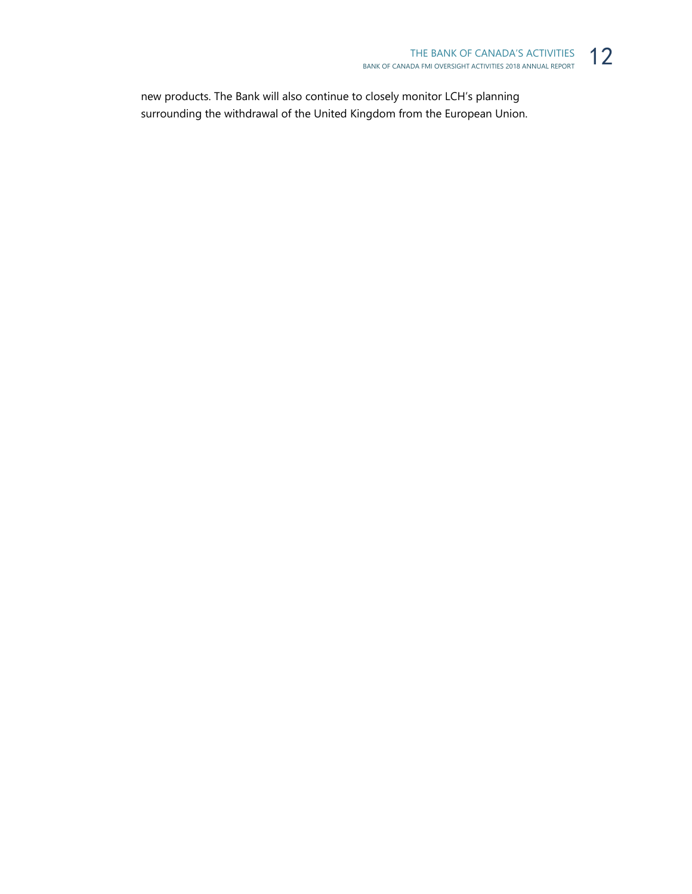new products. The Bank will also continue to closely monitor LCH's planning surrounding the withdrawal of the United Kingdom from the European Union.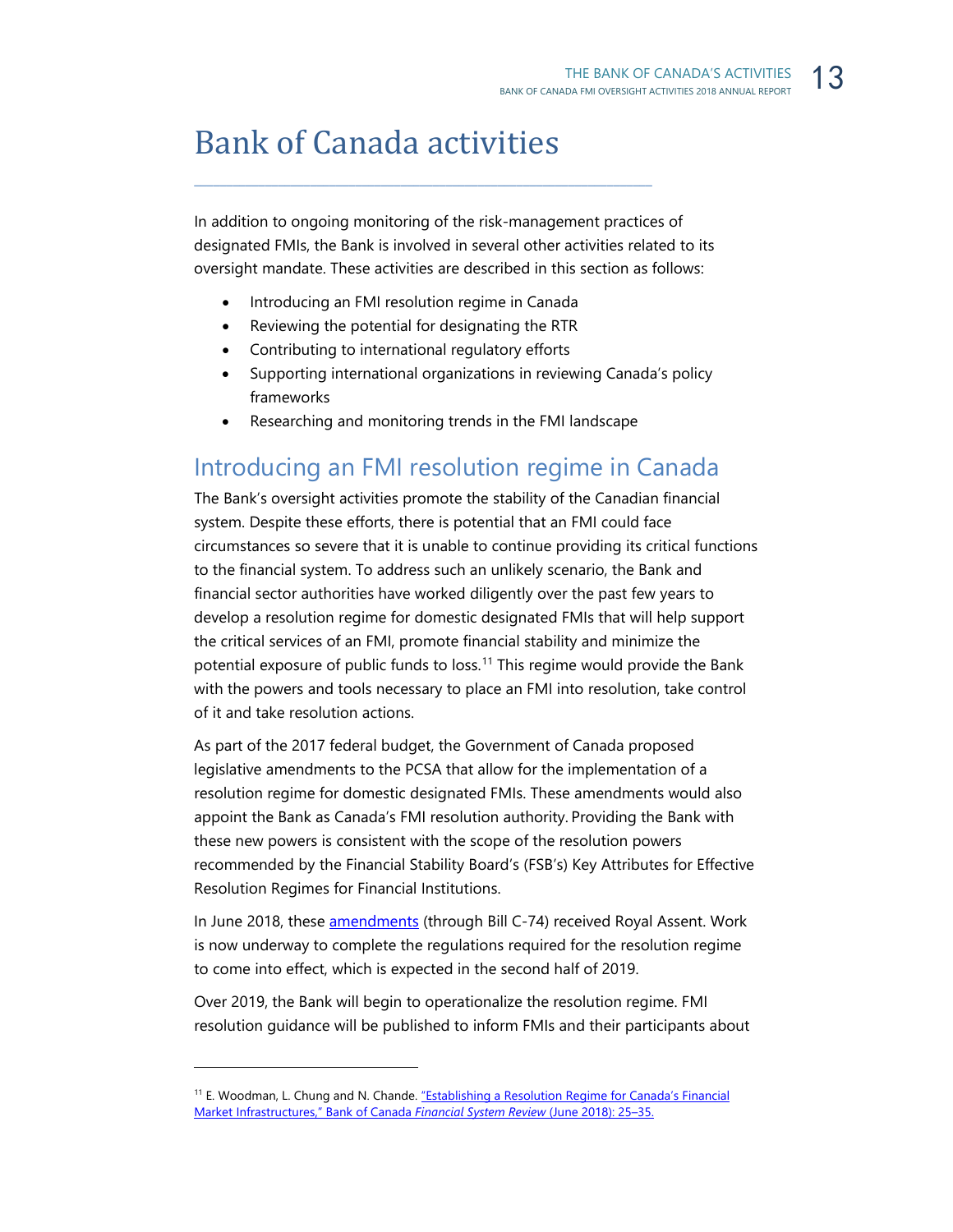# Bank of Canada activities

In addition to ongoing monitoring of the risk-management practices of designated FMIs, the Bank is involved in several other activities related to its oversight mandate. These activities are described in this section as follows:

- Introducing an FMI resolution regime in Canada
- Reviewing the potential for designating the RTR
- Contributing to international regulatory efforts
- Supporting international organizations in reviewing Canada's policy frameworks
- Researching and monitoring trends in the FMI landscape

## Introducing an FMI resolution regime in Canada

The Bank's oversight activities promote the stability of the Canadian financial system. Despite these efforts, there is potential that an FMI could face circumstances so severe that it is unable to continue providing its critical functions to the financial system. To address such an unlikely scenario, the Bank and financial sector authorities have worked diligently over the past few years to develop a resolution regime for domestic designated FMIs that will help support the critical services of an FMI, promote financial stability and minimize the potential exposure of public funds to loss.[11] This regime would provide the Bank with the powers and tools necessary to place an FMI into resolution, take control of it and take resolution actions.

As part of the 2017 federal budget, the Government of Canada proposed legislative amendments to the PCSA that allow for the implementation of a resolution regime for domestic designated FMIs. These amendments would also appoint the Bank as Canada's FMI resolution authority. Providing the Bank with these new powers is consistent with the scope of the resolution powers recommended by the Financial Stability Board's (FSB's) Key Attributes for Effective Resolution Regimes for Financial Institutions.

In June 2018, these amendments (through Bill C-74) received Royal Assent. Work is now underway to complete the regulations required for the resolution regime to come into effect, which is expected in the second half of 2019.

Over 2019, the Bank will begin to operationalize the resolution regime. FMI resolution guidance will be published to inform FMIs and their participants about

---

[11] E. Woodman, L. Chung and N. Chande. "Establishing a Resolution Regime for Canada's Financial Market Infrastructures," Bank of Canada *Financial System Review* (June 2018): 25–35.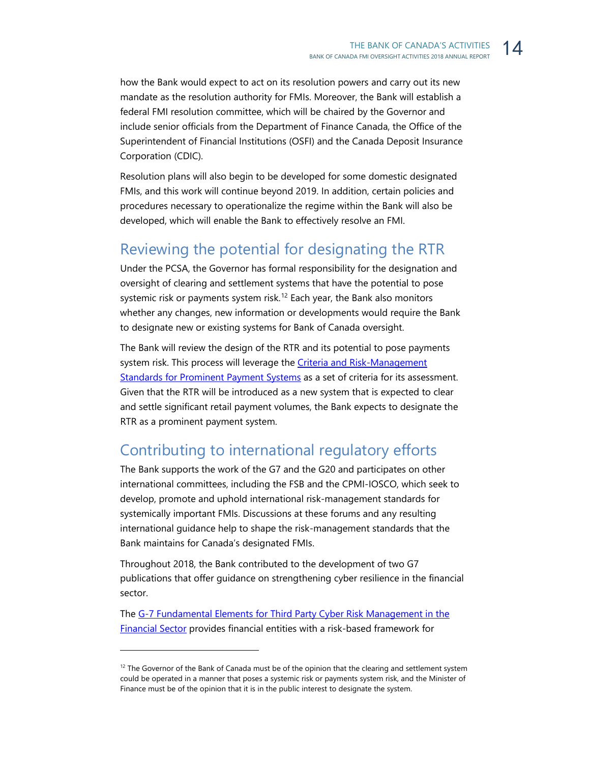how the Bank would expect to act on its resolution powers and carry out its new mandate as the resolution authority for FMIs. Moreover, the Bank will establish a federal FMI resolution committee, which will be chaired by the Governor and include senior officials from the Department of Finance Canada, the Office of the Superintendent of Financial Institutions (OSFI) and the Canada Deposit Insurance Corporation (CDIC).

Resolution plans will also begin to be developed for some domestic designated FMIs, and this work will continue beyond 2019. In addition, certain policies and procedures necessary to operationalize the regime within the Bank will also be developed, which will enable the Bank to effectively resolve an FMI.

## Reviewing the potential for designating the RTR

Under the PCSA, the Governor has formal responsibility for the designation and oversight of clearing and settlement systems that have the potential to pose systemic risk or payments system risk.[12] Each year, the Bank also monitors whether any changes, new information or developments would require the Bank to designate new or existing systems for Bank of Canada oversight.

The Bank will review the design of the RTR and its potential to pose payments system risk. This process will leverage the [Criteria and Risk-Management Standards for Prominent Payment Systems]() as a set of criteria for its assessment. Given that the RTR will be introduced as a new system that is expected to clear and settle significant retail payment volumes, the Bank expects to designate the RTR as a prominent payment system.

## Contributing to international regulatory efforts

The Bank supports the work of the G7 and the G20 and participates on other international committees, including the FSB and the CPMI-IOSCO, which seek to develop, promote and uphold international risk-management standards for systemically important FMIs. Discussions at these forums and any resulting international guidance help to shape the risk-management standards that the Bank maintains for Canada's designated FMIs.

Throughout 2018, the Bank contributed to the development of two G7 publications that offer guidance on strengthening cyber resilience in the financial sector.

The [G-7 Fundamental Elements for Third Party Cyber Risk Management in the Financial Sector]() provides financial entities with a risk-based framework for

---

[12] The Governor of the Bank of Canada must be of the opinion that the clearing and settlement system could be operated in a manner that poses a systemic risk or payments system risk, and the Minister of Finance must be of the opinion that it is in the public interest to designate the system.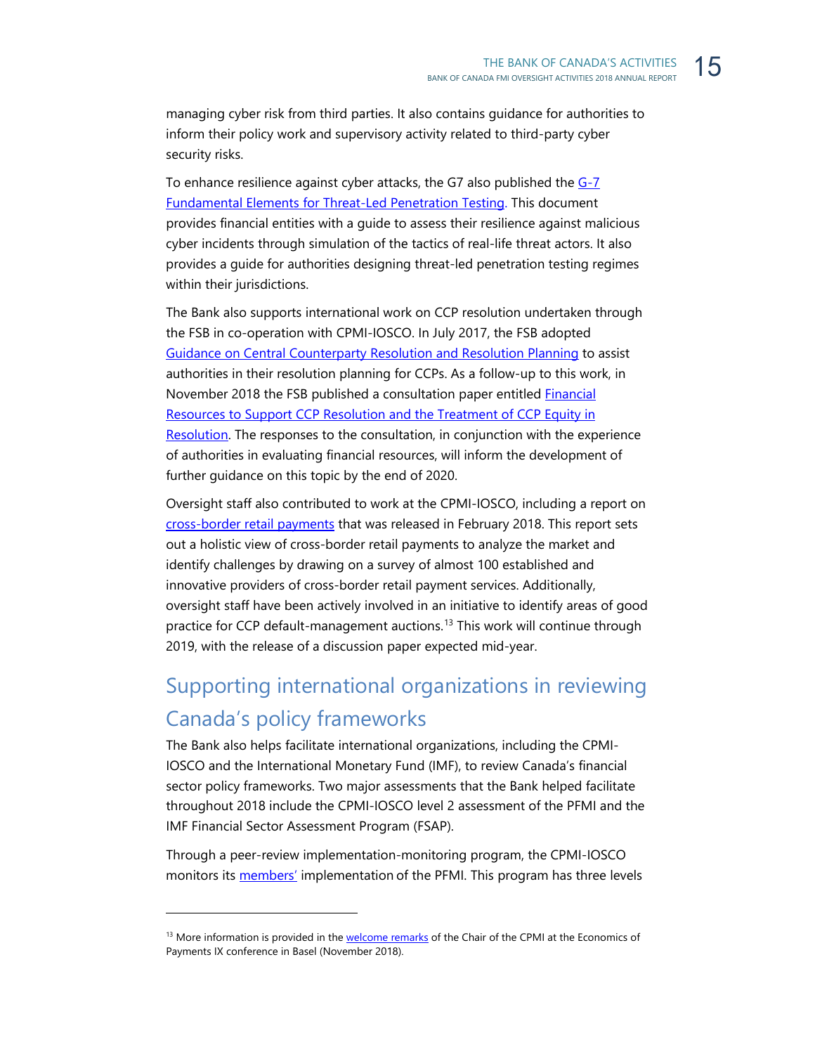managing cyber risk from third parties. It also contains guidance for authorities to inform their policy work and supervisory activity related to third-party cyber security risks.

To enhance resilience against cyber attacks, the G7 also published the G-7 Fundamental Elements for Threat-Led Penetration Testing. This document provides financial entities with a guide to assess their resilience against malicious cyber incidents through simulation of the tactics of real-life threat actors. It also provides a guide for authorities designing threat-led penetration testing regimes within their jurisdictions.

The Bank also supports international work on CCP resolution undertaken through the FSB in co-operation with CPMI-IOSCO. In July 2017, the FSB adopted Guidance on Central Counterparty Resolution and Resolution Planning to assist authorities in their resolution planning for CCPs. As a follow-up to this work, in November 2018 the FSB published a consultation paper entitled Financial Resources to Support CCP Resolution and the Treatment of CCP Equity in Resolution. The responses to the consultation, in conjunction with the experience of authorities in evaluating financial resources, will inform the development of further guidance on this topic by the end of 2020.

Oversight staff also contributed to work at the CPMI-IOSCO, including a report on cross-border retail payments that was released in February 2018. This report sets out a holistic view of cross-border retail payments to analyze the market and identify challenges by drawing on a survey of almost 100 established and innovative providers of cross-border retail payment services. Additionally, oversight staff have been actively involved in an initiative to identify areas of good practice for CCP default-management auctions.[13] This work will continue through 2019, with the release of a discussion paper expected mid-year.

## Supporting international organizations in reviewing Canada's policy frameworks

The Bank also helps facilitate international organizations, including the CPMI-IOSCO and the International Monetary Fund (IMF), to review Canada's financial sector policy frameworks. Two major assessments that the Bank helped facilitate throughout 2018 include the CPMI-IOSCO level 2 assessment of the PFMI and the IMF Financial Sector Assessment Program (FSAP).

Through a peer-review implementation-monitoring program, the CPMI-IOSCO monitors its members' implementation of the PFMI. This program has three levels

---

[13] More information is provided in the welcome remarks of the Chair of the CPMI at the Economics of Payments IX conference in Basel (November 2018).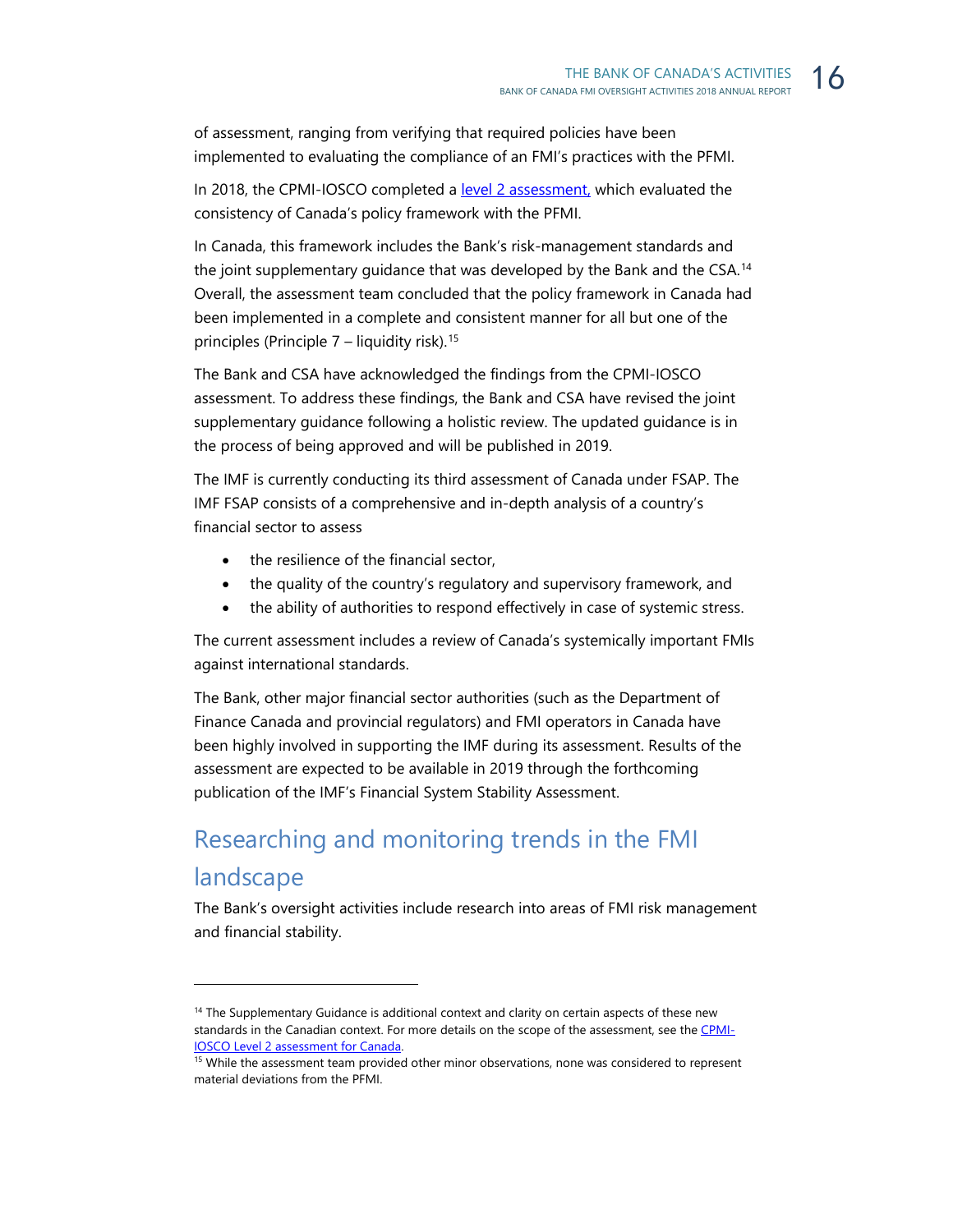of assessment, ranging from verifying that required policies have been implemented to evaluating the compliance of an FMI's practices with the PFMI.

In 2018, the CPMI-IOSCO completed a level 2 assessment, which evaluated the consistency of Canada's policy framework with the PFMI.

In Canada, this framework includes the Bank's risk-management standards and the joint supplementary guidance that was developed by the Bank and the CSA.[14] Overall, the assessment team concluded that the policy framework in Canada had been implemented in a complete and consistent manner for all but one of the principles (Principle 7 – liquidity risk).[15]

The Bank and CSA have acknowledged the findings from the CPMI-IOSCO assessment. To address these findings, the Bank and CSA have revised the joint supplementary guidance following a holistic review. The updated guidance is in the process of being approved and will be published in 2019.

The IMF is currently conducting its third assessment of Canada under FSAP. The IMF FSAP consists of a comprehensive and in-depth analysis of a country's financial sector to assess

- the resilience of the financial sector,
- the quality of the country's regulatory and supervisory framework, and
- the ability of authorities to respond effectively in case of systemic stress.

The current assessment includes a review of Canada's systemically important FMIs against international standards.

The Bank, other major financial sector authorities (such as the Department of Finance Canada and provincial regulators) and FMI operators in Canada have been highly involved in supporting the IMF during its assessment. Results of the assessment are expected to be available in 2019 through the forthcoming publication of the IMF's Financial System Stability Assessment.

## Researching and monitoring trends in the FMI landscape

The Bank's oversight activities include research into areas of FMI risk management and financial stability.

---

[14] The Supplementary Guidance is additional context and clarity on certain aspects of these new standards in the Canadian context. For more details on the scope of the assessment, see the CPMI-IOSCO Level 2 assessment for Canada.

[15] While the assessment team provided other minor observations, none was considered to represent material deviations from the PFMI.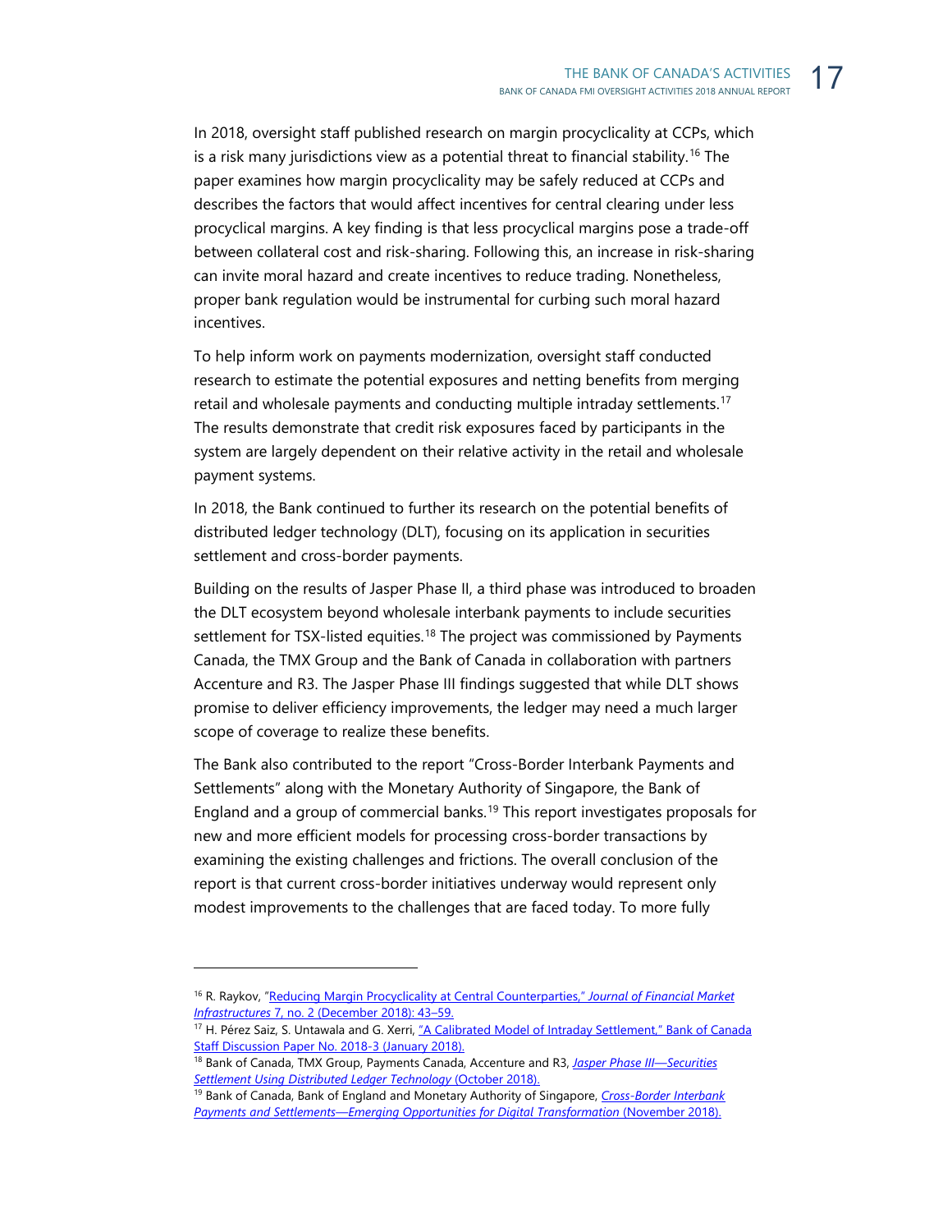In 2018, oversight staff published research on margin procyclicality at CCPs, which is a risk many jurisdictions view as a potential threat to financial stability.[16] The paper examines how margin procyclicality may be safely reduced at CCPs and describes the factors that would affect incentives for central clearing under less procyclical margins. A key finding is that less procyclical margins pose a trade-off between collateral cost and risk-sharing. Following this, an increase in risk-sharing can invite moral hazard and create incentives to reduce trading. Nonetheless, proper bank regulation would be instrumental for curbing such moral hazard incentives.

To help inform work on payments modernization, oversight staff conducted research to estimate the potential exposures and netting benefits from merging retail and wholesale payments and conducting multiple intraday settlements.[17] The results demonstrate that credit risk exposures faced by participants in the system are largely dependent on their relative activity in the retail and wholesale payment systems.

In 2018, the Bank continued to further its research on the potential benefits of distributed ledger technology (DLT), focusing on its application in securities settlement and cross-border payments.

Building on the results of Jasper Phase II, a third phase was introduced to broaden the DLT ecosystem beyond wholesale interbank payments to include securities settlement for TSX-listed equities.[18] The project was commissioned by Payments Canada, the TMX Group and the Bank of Canada in collaboration with partners Accenture and R3. The Jasper Phase III findings suggested that while DLT shows promise to deliver efficiency improvements, the ledger may need a much larger scope of coverage to realize these benefits.

The Bank also contributed to the report "Cross-Border Interbank Payments and Settlements" along with the Monetary Authority of Singapore, the Bank of England and a group of commercial banks.[19] This report investigates proposals for new and more efficient models for processing cross-border transactions by examining the existing challenges and frictions. The overall conclusion of the report is that current cross-border initiatives underway would represent only modest improvements to the challenges that are faced today. To more fully

---

[16] R. Raykov, "Reducing Margin Procyclicality at Central Counterparties," *Journal of Financial Market Infrastructures* 7, no. 2 (December 2018): 43–59.

[17] H. Pérez Saiz, S. Untawala and G. Xerri, "A Calibrated Model of Intraday Settlement," Bank of Canada Staff Discussion Paper No. 2018-3 (January 2018).

[18] Bank of Canada, TMX Group, Payments Canada, Accenture and R3, *Jasper Phase III—Securities Settlement Using Distributed Ledger Technology* (October 2018).

[19] Bank of Canada, Bank of England and Monetary Authority of Singapore, *Cross-Border Interbank Payments and Settlements—Emerging Opportunities for Digital Transformation* (November 2018).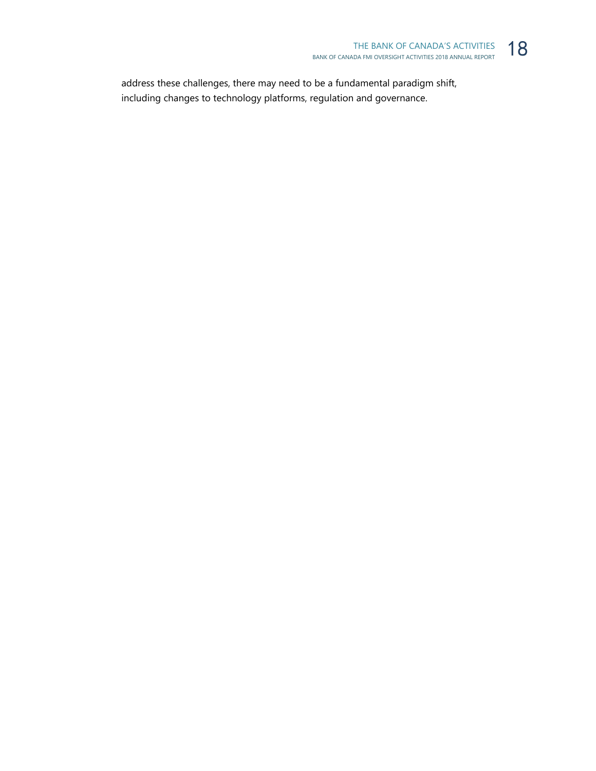address these challenges, there may need to be a fundamental paradigm shift, including changes to technology platforms, regulation and governance.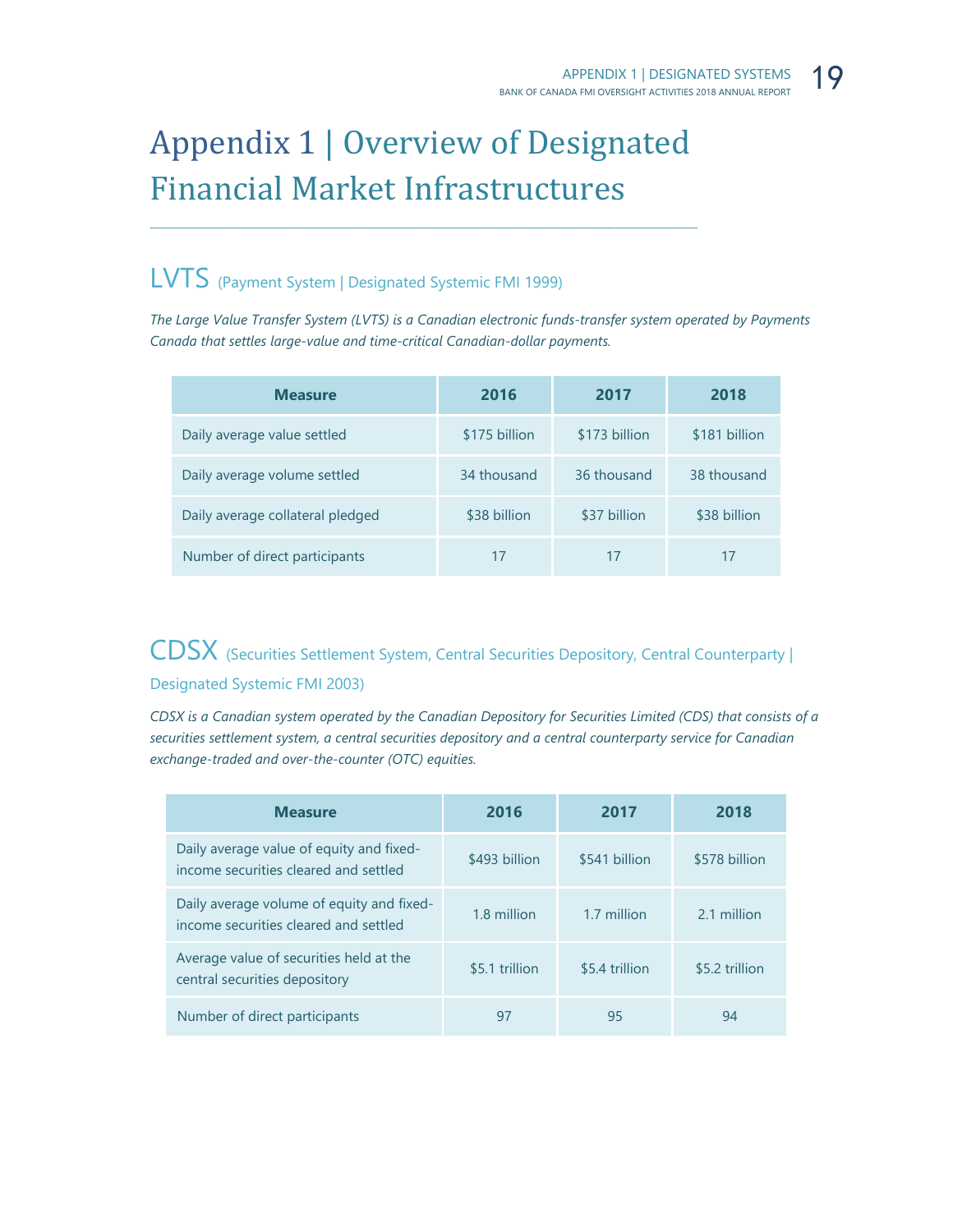# Appendix 1 | Overview of Designated Financial Market Infrastructures

## LVTS (Payment System | Designated Systemic FMI 1999)

*The Large Value Transfer System (LVTS) is a Canadian electronic funds-transfer system operated by Payments Canada that settles large-value and time-critical Canadian-dollar payments.*

| Measure | 2016 | 2017 | 2018 |
|---|---|---|---|
| Daily average value settled | $175 billion | $173 billion | $181 billion |
| Daily average volume settled | 34 thousand | 36 thousand | 38 thousand |
| Daily average collateral pledged | $38 billion | $37 billion | $38 billion |
| Number of direct participants | 17 | 17 | 17 |

## CDSX (Securities Settlement System, Central Securities Depository, Central Counterparty | Designated Systemic FMI 2003)

*CDSX is a Canadian system operated by the Canadian Depository for Securities Limited (CDS) that consists of a securities settlement system, a central securities depository and a central counterparty service for Canadian exchange-traded and over-the-counter (OTC) equities.*

| Measure | 2016 | 2017 | 2018 |
|---|---|---|---|
| Daily average value of equity and fixed-income securities cleared and settled | $493 billion | $541 billion | $578 billion |
| Daily average volume of equity and fixed-income securities cleared and settled | 1.8 million | 1.7 million | 2.1 million |
| Average value of securities held at the central securities depository | $5.1 trillion | $5.4 trillion | $5.2 trillion |
| Number of direct participants | 97 | 95 | 94 |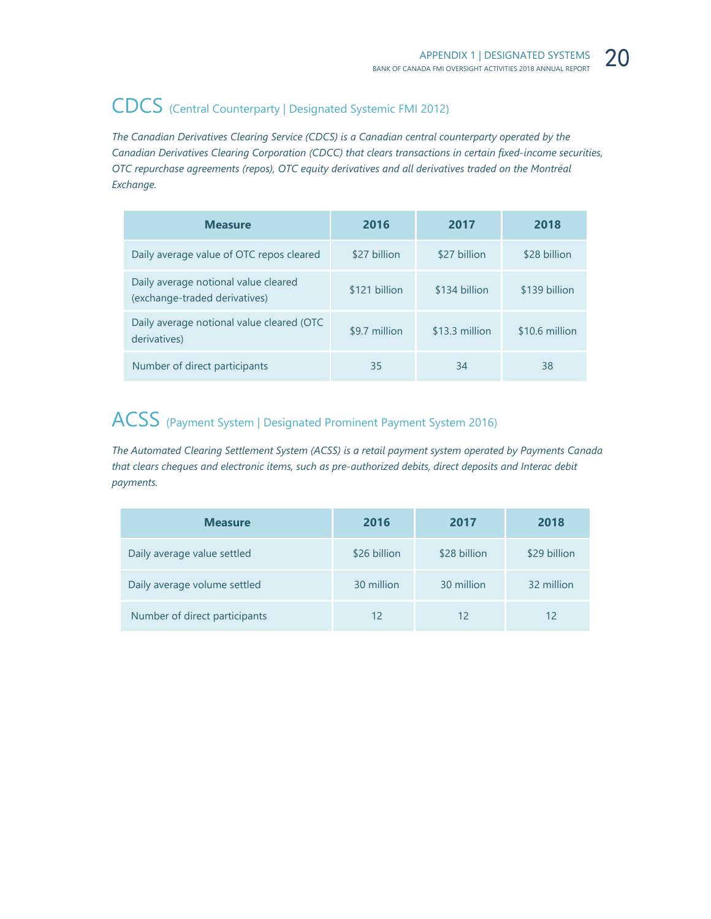## CDCS (Central Counterparty | Designated Systemic FMI 2012)

*The Canadian Derivatives Clearing Service (CDCS) is a Canadian central counterparty operated by the Canadian Derivatives Clearing Corporation (CDCC) that clears transactions in certain fixed-income securities, OTC repurchase agreements (repos), OTC equity derivatives and all derivatives traded on the Montréal Exchange.*

| Measure | 2016 | 2017 | 2018 |
|---|---|---|---|
| Daily average value of OTC repos cleared | $27 billion | $27 billion | $28 billion |
| Daily average notional value cleared (exchange-traded derivatives) | $121 billion | $134 billion | $139 billion |
| Daily average notional value cleared (OTC derivatives) | $9.7 million | $13.3 million | $10.6 million |
| Number of direct participants | 35 | 34 | 38 |

## ACSS (Payment System | Designated Prominent Payment System 2016)

*The Automated Clearing Settlement System (ACSS) is a retail payment system operated by Payments Canada that clears cheques and electronic items, such as pre-authorized debits, direct deposits and Interac debit payments.*

| Measure | 2016 | 2017 | 2018 |
|---|---|---|---|
| Daily average value settled | $26 billion | $28 billion | $29 billion |
| Daily average volume settled | 30 million | 30 million | 32 million |
| Number of direct participants | 12 | 12 | 12 |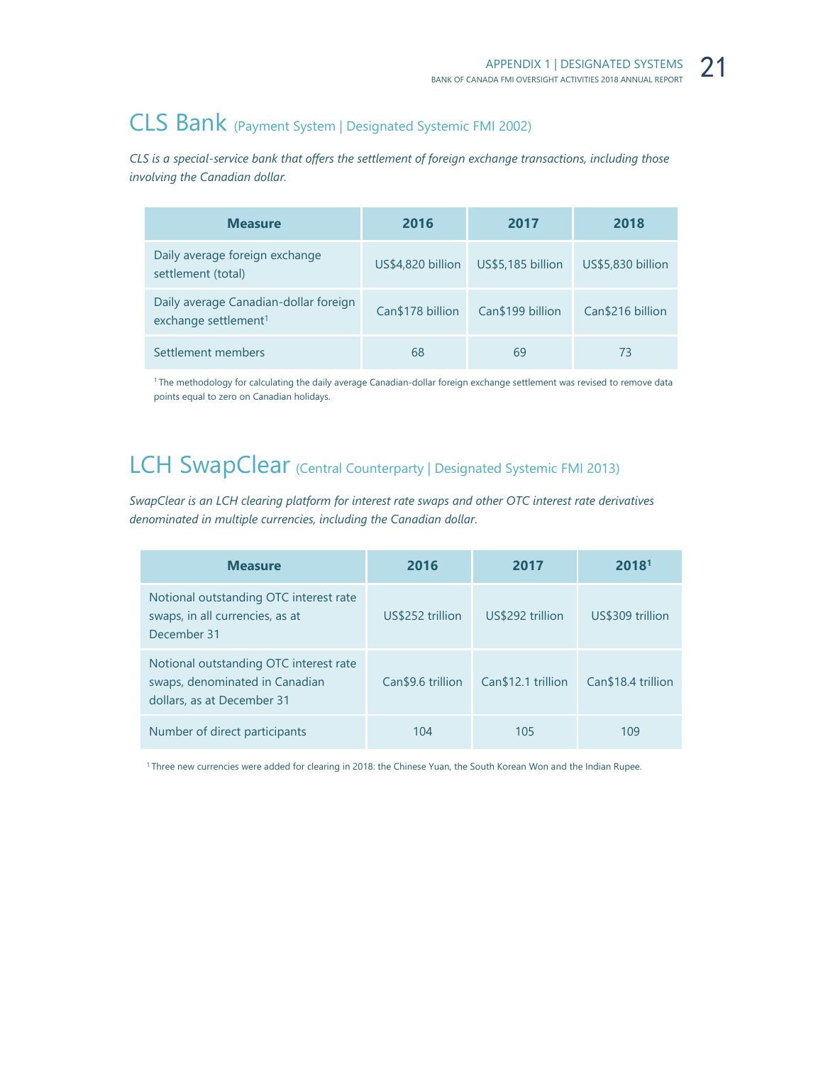## CLS Bank (Payment System | Designated Systemic FMI 2002)

*CLS is a special-service bank that offers the settlement of foreign exchange transactions, including those involving the Canadian dollar.*

| Measure | 2016 | 2017 | 2018 |
|---|---|---|---|
| Daily average foreign exchange settlement (total) | US$4,820 billion | US$5,185 billion | US$5,830 billion |
| Daily average Canadian-dollar foreign exchange settlement[1] | Can$178 billion | Can$199 billion | Can$216 billion |
| Settlement members | 68 | 69 | 73 |

[1] The methodology for calculating the daily average Canadian-dollar foreign exchange settlement was revised to remove data points equal to zero on Canadian holidays.

## LCH SwapClear (Central Counterparty | Designated Systemic FMI 2013)

*SwapClear is an LCH clearing platform for interest rate swaps and other OTC interest rate derivatives denominated in multiple currencies, including the Canadian dollar.*

| Measure | 2016 | 2017 | 2018[1] |
|---|---|---|---|
| Notional outstanding OTC interest rate swaps, in all currencies, as at December 31 | US$252 trillion | US$292 trillion | US$309 trillion |
| Notional outstanding OTC interest rate swaps, denominated in Canadian dollars, as at December 31 | Can$9.6 trillion | Can$12.1 trillion | Can$18.4 trillion |
| Number of direct participants | 104 | 105 | 109 |

[1] Three new currencies were added for clearing in 2018: the Chinese Yuan, the South Korean Won and the Indian Rupee.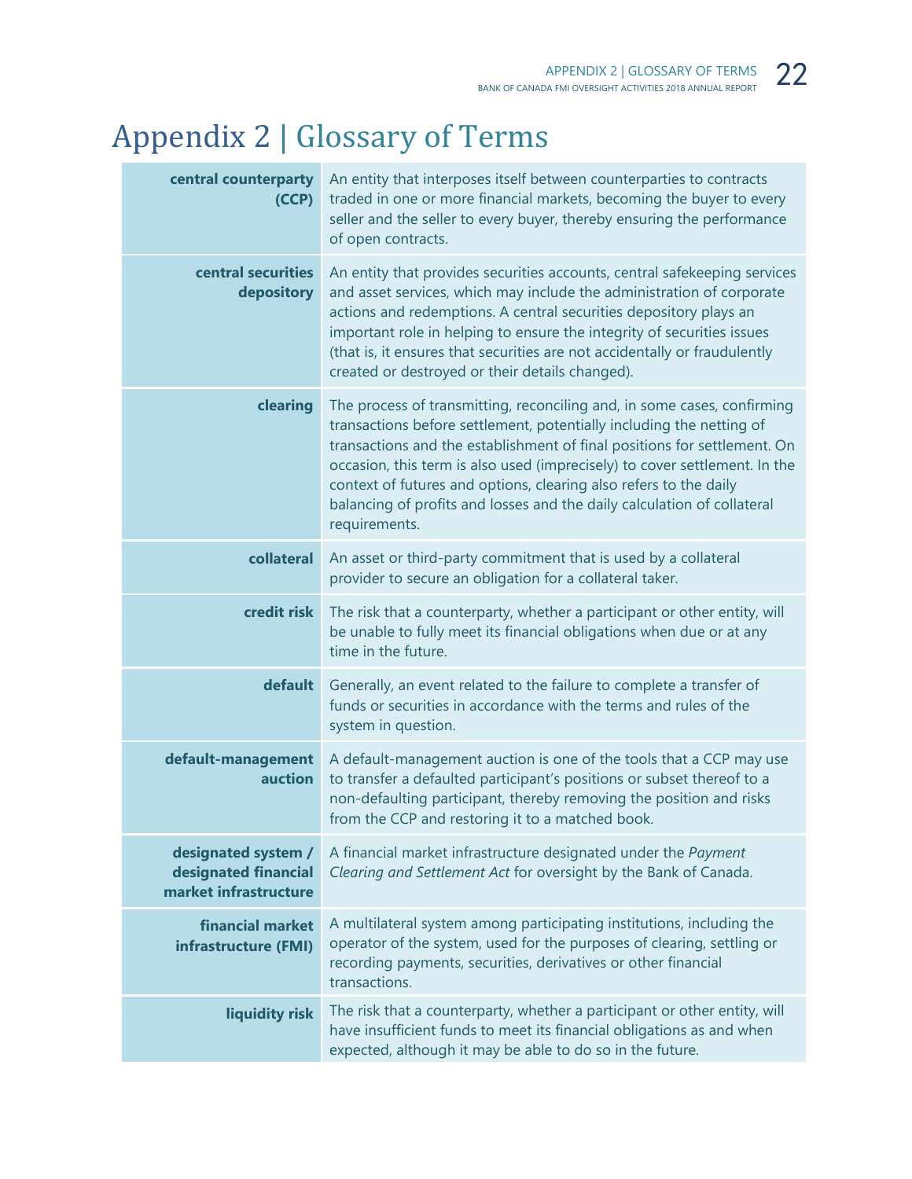# Appendix 2 | Glossary of Terms

| Term | Definition |
|---|---|
| **central counterparty (CCP)** | An entity that interposes itself between counterparties to contracts traded in one or more financial markets, becoming the buyer to every seller and the seller to every buyer, thereby ensuring the performance of open contracts. |
| **central securities depository** | An entity that provides securities accounts, central safekeeping services and asset services, which may include the administration of corporate actions and redemptions. A central securities depository plays an important role in helping to ensure the integrity of securities issues (that is, it ensures that securities are not accidentally or fraudulently created or destroyed or their details changed). |
| **clearing** | The process of transmitting, reconciling and, in some cases, confirming transactions before settlement, potentially including the netting of transactions and the establishment of final positions for settlement. On occasion, this term is also used (imprecisely) to cover settlement. In the context of futures and options, clearing also refers to the daily balancing of profits and losses and the daily calculation of collateral requirements. |
| **collateral** | An asset or third-party commitment that is used by a collateral provider to secure an obligation for a collateral taker. |
| **credit risk** | The risk that a counterparty, whether a participant or other entity, will be unable to fully meet its financial obligations when due or at any time in the future. |
| **default** | Generally, an event related to the failure to complete a transfer of funds or securities in accordance with the terms and rules of the system in question. |
| **default-management auction** | A default-management auction is one of the tools that a CCP may use to transfer a defaulted participant's positions or subset thereof to a non-defaulting participant, thereby removing the position and risks from the CCP and restoring it to a matched book. |
| **designated system / designated financial market infrastructure** | A financial market infrastructure designated under the *Payment Clearing and Settlement Act* for oversight by the Bank of Canada. |
| **financial market infrastructure (FMI)** | A multilateral system among participating institutions, including the operator of the system, used for the purposes of clearing, settling or recording payments, securities, derivatives or other financial transactions. |
| **liquidity risk** | The risk that a counterparty, whether a participant or other entity, will have insufficient funds to meet its financial obligations as and when expected, although it may be able to do so in the future. |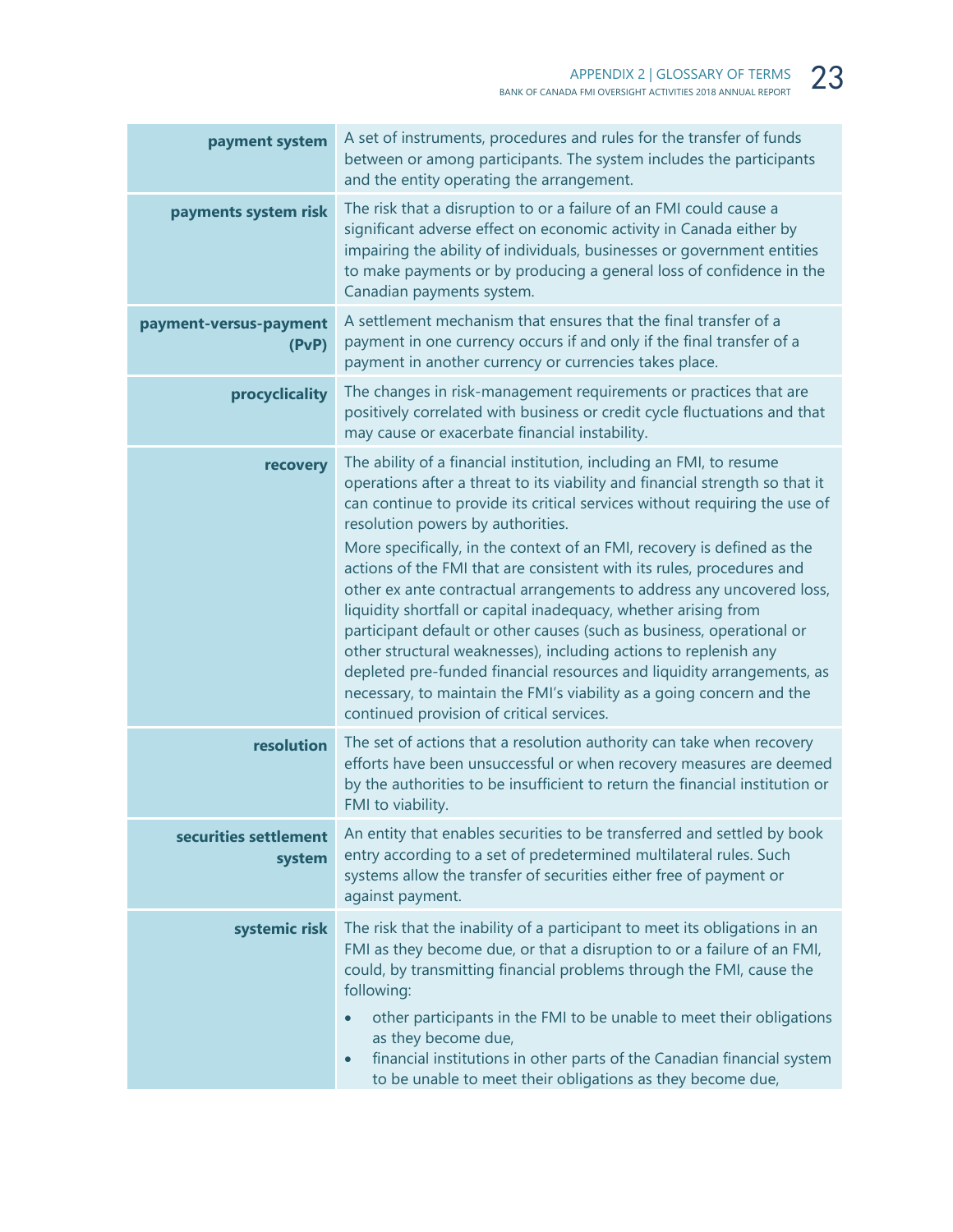| | |
|---|---|
| **payment system** | A set of instruments, procedures and rules for the transfer of funds between or among participants. The system includes the participants and the entity operating the arrangement. |
| **payments system risk** | The risk that a disruption to or a failure of an FMI could cause a significant adverse effect on economic activity in Canada either by impairing the ability of individuals, businesses or government entities to make payments or by producing a general loss of confidence in the Canadian payments system. |
| **payment-versus-payment (PvP)** | A settlement mechanism that ensures that the final transfer of a payment in one currency occurs if and only if the final transfer of a payment in another currency or currencies takes place. |
| **procyclicality** | The changes in risk-management requirements or practices that are positively correlated with business or credit cycle fluctuations and that may cause or exacerbate financial instability. |
| **recovery** | The ability of a financial institution, including an FMI, to resume operations after a threat to its viability and financial strength so that it can continue to provide its critical services without requiring the use of resolution powers by authorities.<br><br>More specifically, in the context of an FMI, recovery is defined as the actions of the FMI that are consistent with its rules, procedures and other ex ante contractual arrangements to address any uncovered loss, liquidity shortfall or capital inadequacy, whether arising from participant default or other causes (such as business, operational or other structural weaknesses), including actions to replenish any depleted pre-funded financial resources and liquidity arrangements, as necessary, to maintain the FMI's viability as a going concern and the continued provision of critical services. |
| **resolution** | The set of actions that a resolution authority can take when recovery efforts have been unsuccessful or when recovery measures are deemed by the authorities to be insufficient to return the financial institution or FMI to viability. |
| **securities settlement system** | An entity that enables securities to be transferred and settled by book entry according to a set of predetermined multilateral rules. Such systems allow the transfer of securities either free of payment or against payment. |
| **systemic risk** | The risk that the inability of a participant to meet its obligations in an FMI as they become due, or that a disruption to or a failure of an FMI, could, by transmitting financial problems through the FMI, cause the following:<br>• other participants in the FMI to be unable to meet their obligations as they become due,<br>• financial institutions in other parts of the Canadian financial system to be unable to meet their obligations as they become due, |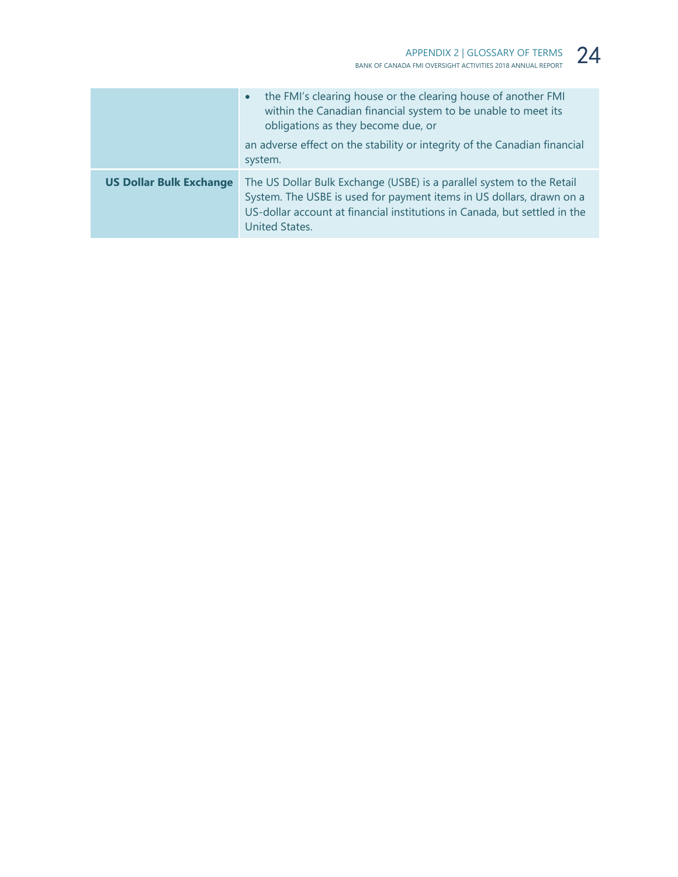| | |
|---|---|
| | • the FMI's clearing house or the clearing house of another FMI within the Canadian financial system to be unable to meet its obligations as they become due, or<br><br>an adverse effect on the stability or integrity of the Canadian financial system. |
| **US Dollar Bulk Exchange** | The US Dollar Bulk Exchange (USBE) is a parallel system to the Retail System. The USBE is used for payment items in US dollars, drawn on a US-dollar account at financial institutions in Canada, but settled in the United States. |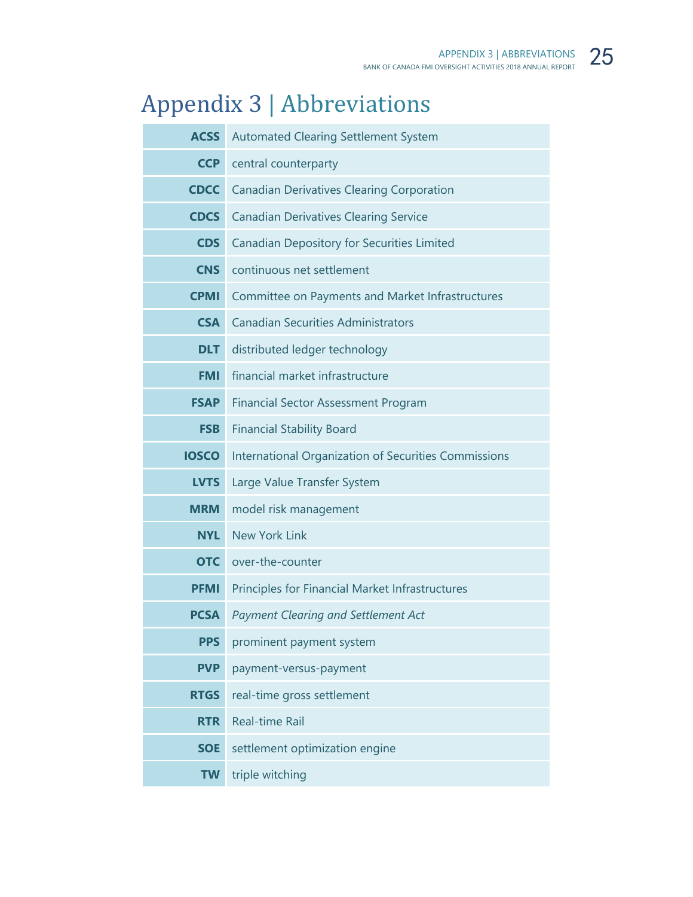# Appendix 3 | Abbreviations

| | |
|---|---|
| **ACSS** | Automated Clearing Settlement System |
| **CCP** | central counterparty |
| **CDCC** | Canadian Derivatives Clearing Corporation |
| **CDCS** | Canadian Derivatives Clearing Service |
| **CDS** | Canadian Depository for Securities Limited |
| **CNS** | continuous net settlement |
| **CPMI** | Committee on Payments and Market Infrastructures |
| **CSA** | Canadian Securities Administrators |
| **DLT** | distributed ledger technology |
| **FMI** | financial market infrastructure |
| **FSAP** | Financial Sector Assessment Program |
| **FSB** | Financial Stability Board |
| **IOSCO** | International Organization of Securities Commissions |
| **LVTS** | Large Value Transfer System |
| **MRM** | model risk management |
| **NYL** | New York Link |
| **OTC** | over-the-counter |
| **PFMI** | Principles for Financial Market Infrastructures |
| **PCSA** | *Payment Clearing and Settlement Act* |
| **PPS** | prominent payment system |
| **PVP** | payment-versus-payment |
| **RTGS** | real-time gross settlement |
| **RTR** | Real-time Rail |
| **SOE** | settlement optimization engine |
| **TW** | triple witching |